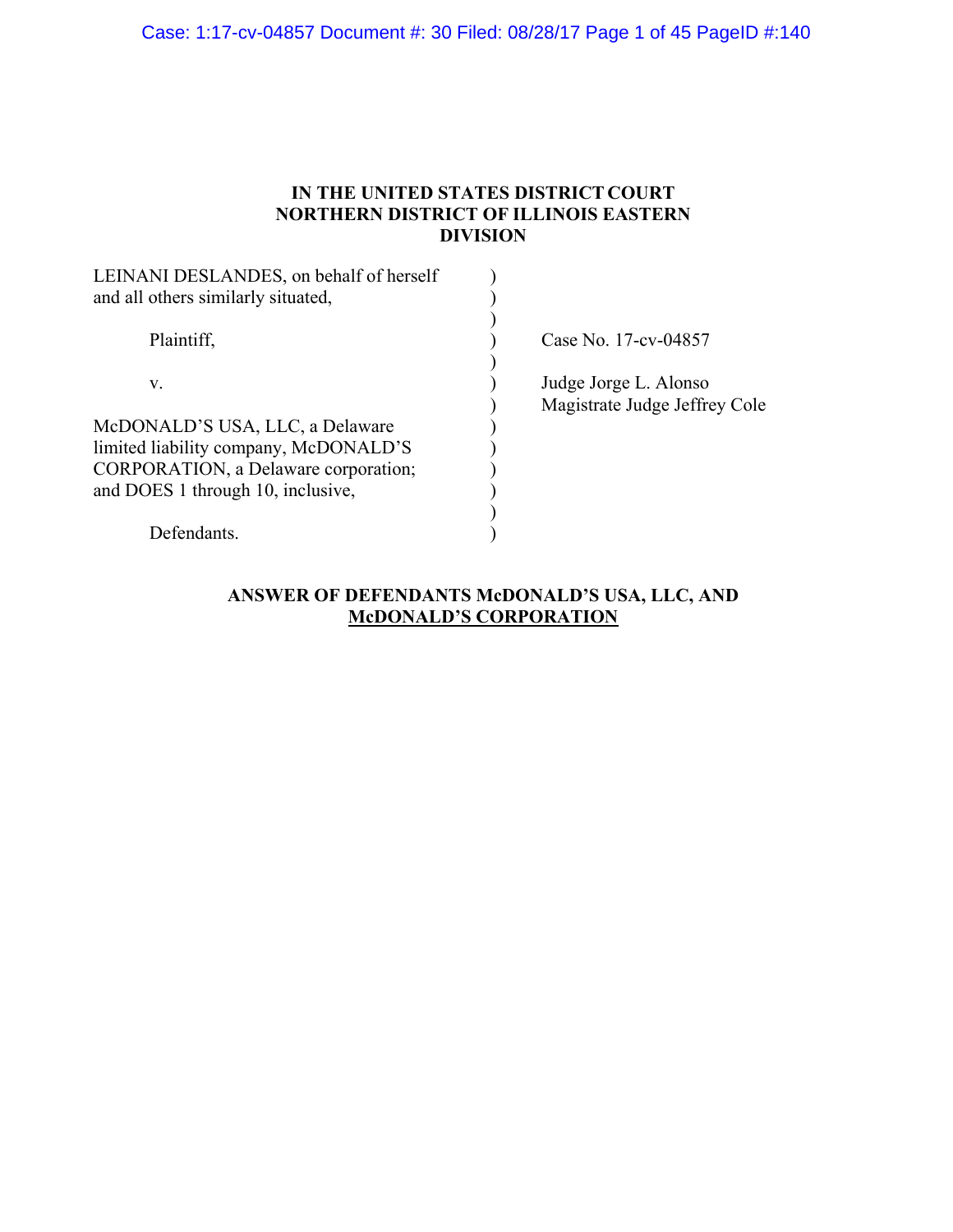**IN THE UNITED STATES DISTRICT COURT NORTHERN DISTRICT OF ILLINOIS EASTERN DIVISION**

| | | |
|---|---|---|
| LEINANI DESLANDES, on behalf of herself and all others similarly situated, | ) | |
| Plaintiff, | ) | Case No. 17-cv-04857 |
| v. | ) | Judge Jorge L. Alonso<br>Magistrate Judge Jeffrey Cole |
| McDONALD'S USA, LLC, a Delaware limited liability company, McDONALD'S CORPORATION, a Delaware corporation; and DOES 1 through 10, inclusive, | ) | |
| Defendants. | ) | |

**ANSWER OF DEFENDANTS McDONALD'S USA, LLC, AND McDONALD'S CORPORATION**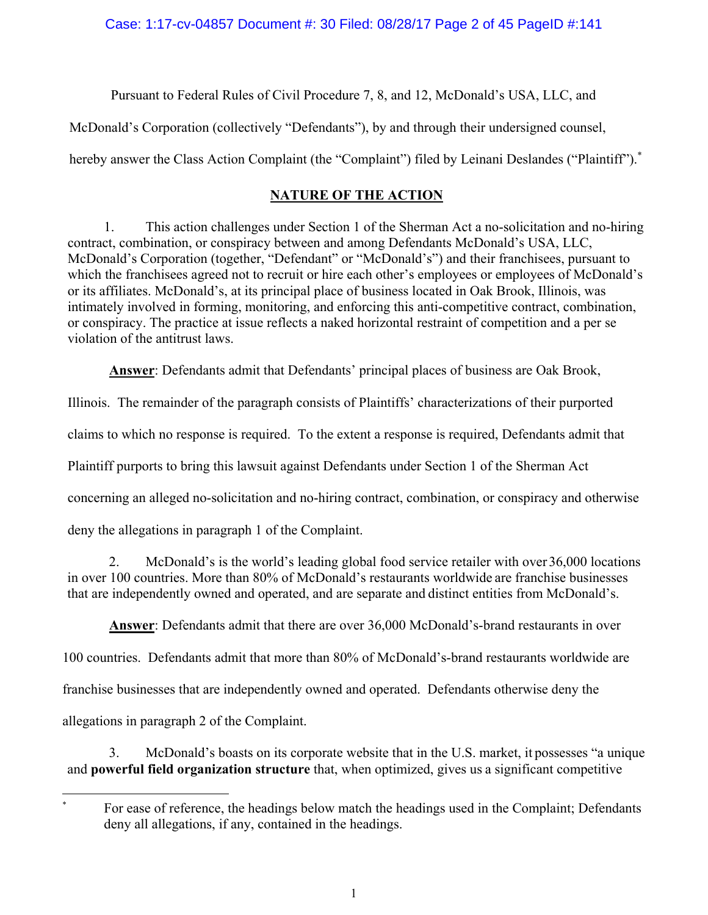Pursuant to Federal Rules of Civil Procedure 7, 8, and 12, McDonald's USA, LLC, and McDonald's Corporation (collectively "Defendants"), by and through their undersigned counsel, hereby answer the Class Action Complaint (the "Complaint") filed by Leinani Deslandes ("Plaintiff").*

## NATURE OF THE ACTION

1. This action challenges under Section 1 of the Sherman Act a no-solicitation and no-hiring contract, combination, or conspiracy between and among Defendants McDonald's USA, LLC, McDonald's Corporation (together, "Defendant" or "McDonald's") and their franchisees, pursuant to which the franchisees agreed not to recruit or hire each other's employees or employees of McDonald's or its affiliates. McDonald's, at its principal place of business located in Oak Brook, Illinois, was intimately involved in forming, monitoring, and enforcing this anti-competitive contract, combination, or conspiracy. The practice at issue reflects a naked horizontal restraint of competition and a per se violation of the antitrust laws.

**Answer**: Defendants admit that Defendants' principal places of business are Oak Brook, Illinois. The remainder of the paragraph consists of Plaintiffs' characterizations of their purported claims to which no response is required. To the extent a response is required, Defendants admit that Plaintiff purports to bring this lawsuit against Defendants under Section 1 of the Sherman Act concerning an alleged no-solicitation and no-hiring contract, combination, or conspiracy and otherwise deny the allegations in paragraph 1 of the Complaint.

2. McDonald's is the world's leading global food service retailer with over 36,000 locations in over 100 countries. More than 80% of McDonald's restaurants worldwide are franchise businesses that are independently owned and operated, and are separate and distinct entities from McDonald's.

**Answer**: Defendants admit that there are over 36,000 McDonald's-brand restaurants in over 100 countries. Defendants admit that more than 80% of McDonald's-brand restaurants worldwide are franchise businesses that are independently owned and operated. Defendants otherwise deny the allegations in paragraph 2 of the Complaint.

3. McDonald's boasts on its corporate website that in the U.S. market, it possesses "a unique and **powerful field organization structure** that, when optimized, gives us a significant competitive

---

* For ease of reference, the headings below match the headings used in the Complaint; Defendants deny all allegations, if any, contained in the headings.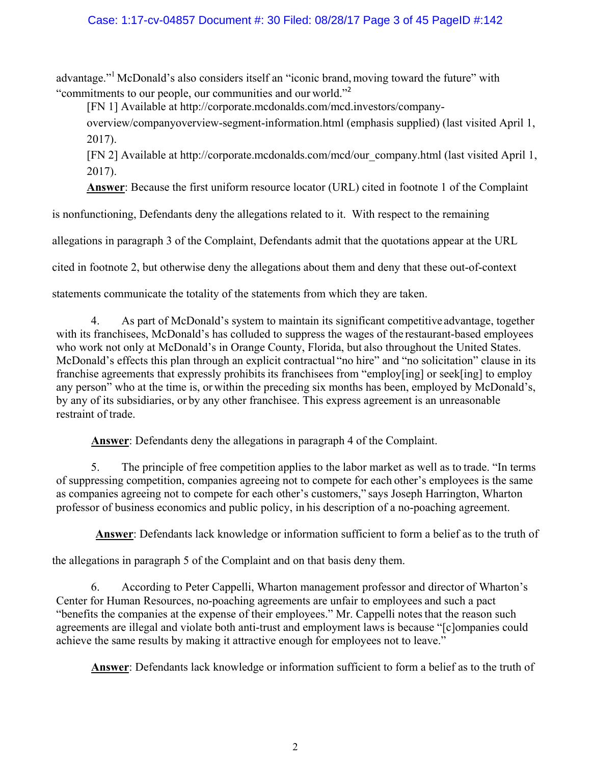advantage."[1] McDonald's also considers itself an "iconic brand, moving toward the future" with "commitments to our people, our communities and our world."[2]

[FN 1] Available at http://corporate.mcdonalds.com/mcd.investors/company-overview/companyoverview-segment-information.html (emphasis supplied) (last visited April 1, 2017).

[FN 2] Available at http://corporate.mcdonalds.com/mcd/our_company.html (last visited April 1, 2017).

**Answer**: Because the first uniform resource locator (URL) cited in footnote 1 of the Complaint is nonfunctioning, Defendants deny the allegations related to it. With respect to the remaining allegations in paragraph 3 of the Complaint, Defendants admit that the quotations appear at the URL cited in footnote 2, but otherwise deny the allegations about them and deny that these out-of-context statements communicate the totality of the statements from which they are taken.

4. As part of McDonald's system to maintain its significant competitive advantage, together with its franchisees, McDonald's has colluded to suppress the wages of the restaurant-based employees who work not only at McDonald's in Orange County, Florida, but also throughout the United States. McDonald's effects this plan through an explicit contractual "no hire" and "no solicitation" clause in its franchise agreements that expressly prohibits its franchisees from "employ[ing] or seek[ing] to employ any person" who at the time is, or within the preceding six months has been, employed by McDonald's, by any of its subsidiaries, or by any other franchisee. This express agreement is an unreasonable restraint of trade.

**Answer**: Defendants deny the allegations in paragraph 4 of the Complaint.

5. The principle of free competition applies to the labor market as well as to trade. "In terms of suppressing competition, companies agreeing not to compete for each other's employees is the same as companies agreeing not to compete for each other's customers," says Joseph Harrington, Wharton professor of business economics and public policy, in his description of a no-poaching agreement.

**Answer**: Defendants lack knowledge or information sufficient to form a belief as to the truth of the allegations in paragraph 5 of the Complaint and on that basis deny them.

6. According to Peter Cappelli, Wharton management professor and director of Wharton's Center for Human Resources, no-poaching agreements are unfair to employees and such a pact "benefits the companies at the expense of their employees." Mr. Cappelli notes that the reason such agreements are illegal and violate both anti-trust and employment laws is because "[c]ompanies could achieve the same results by making it attractive enough for employees not to leave."

**Answer**: Defendants lack knowledge or information sufficient to form a belief as to the truth of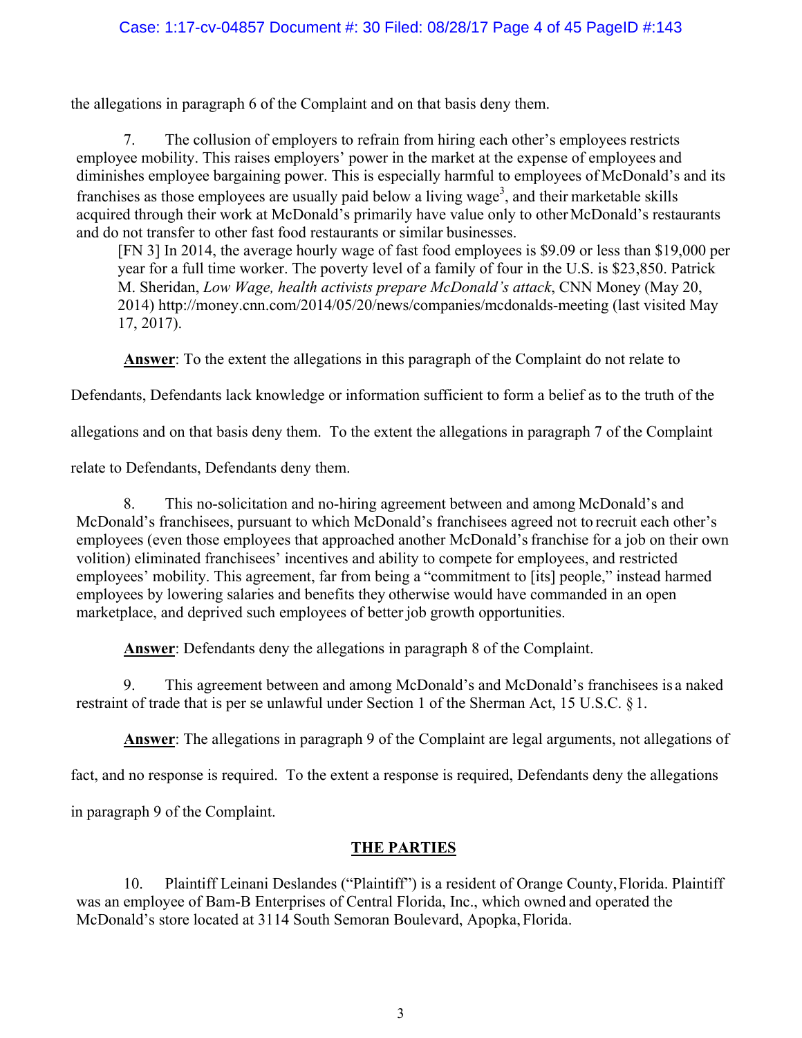the allegations in paragraph 6 of the Complaint and on that basis deny them.

7. The collusion of employers to refrain from hiring each other's employees restricts employee mobility. This raises employers' power in the market at the expense of employees and diminishes employee bargaining power. This is especially harmful to employees of McDonald's and its franchises as those employees are usually paid below a living wage[3], and their marketable skills acquired through their work at McDonald's primarily have value only to other McDonald's restaurants and do not transfer to other fast food restaurants or similar businesses.

[FN 3] In 2014, the average hourly wage of fast food employees is $9.09 or less than $19,000 per year for a full time worker. The poverty level of a family of four in the U.S. is $23,850. Patrick M. Sheridan, *Low Wage, health activists prepare McDonald's attack*, CNN Money (May 20, 2014) http://money.cnn.com/2014/05/20/news/companies/mcdonalds-meeting (last visited May 17, 2017).

**Answer**: To the extent the allegations in this paragraph of the Complaint do not relate to Defendants, Defendants lack knowledge or information sufficient to form a belief as to the truth of the allegations and on that basis deny them. To the extent the allegations in paragraph 7 of the Complaint relate to Defendants, Defendants deny them.

8. This no-solicitation and no-hiring agreement between and among McDonald's and McDonald's franchisees, pursuant to which McDonald's franchisees agreed not to recruit each other's employees (even those employees that approached another McDonald's franchise for a job on their own volition) eliminated franchisees' incentives and ability to compete for employees, and restricted employees' mobility. This agreement, far from being a "commitment to [its] people," instead harmed employees by lowering salaries and benefits they otherwise would have commanded in an open marketplace, and deprived such employees of better job growth opportunities.

**Answer**: Defendants deny the allegations in paragraph 8 of the Complaint.

9. This agreement between and among McDonald's and McDonald's franchisees is a naked restraint of trade that is per se unlawful under Section 1 of the Sherman Act, 15 U.S.C. § 1.

**Answer**: The allegations in paragraph 9 of the Complaint are legal arguments, not allegations of fact, and no response is required. To the extent a response is required, Defendants deny the allegations in paragraph 9 of the Complaint.

## THE PARTIES

10. Plaintiff Leinani Deslandes ("Plaintiff") is a resident of Orange County, Florida. Plaintiff was an employee of Bam-B Enterprises of Central Florida, Inc., which owned and operated the McDonald's store located at 3114 South Semoran Boulevard, Apopka, Florida.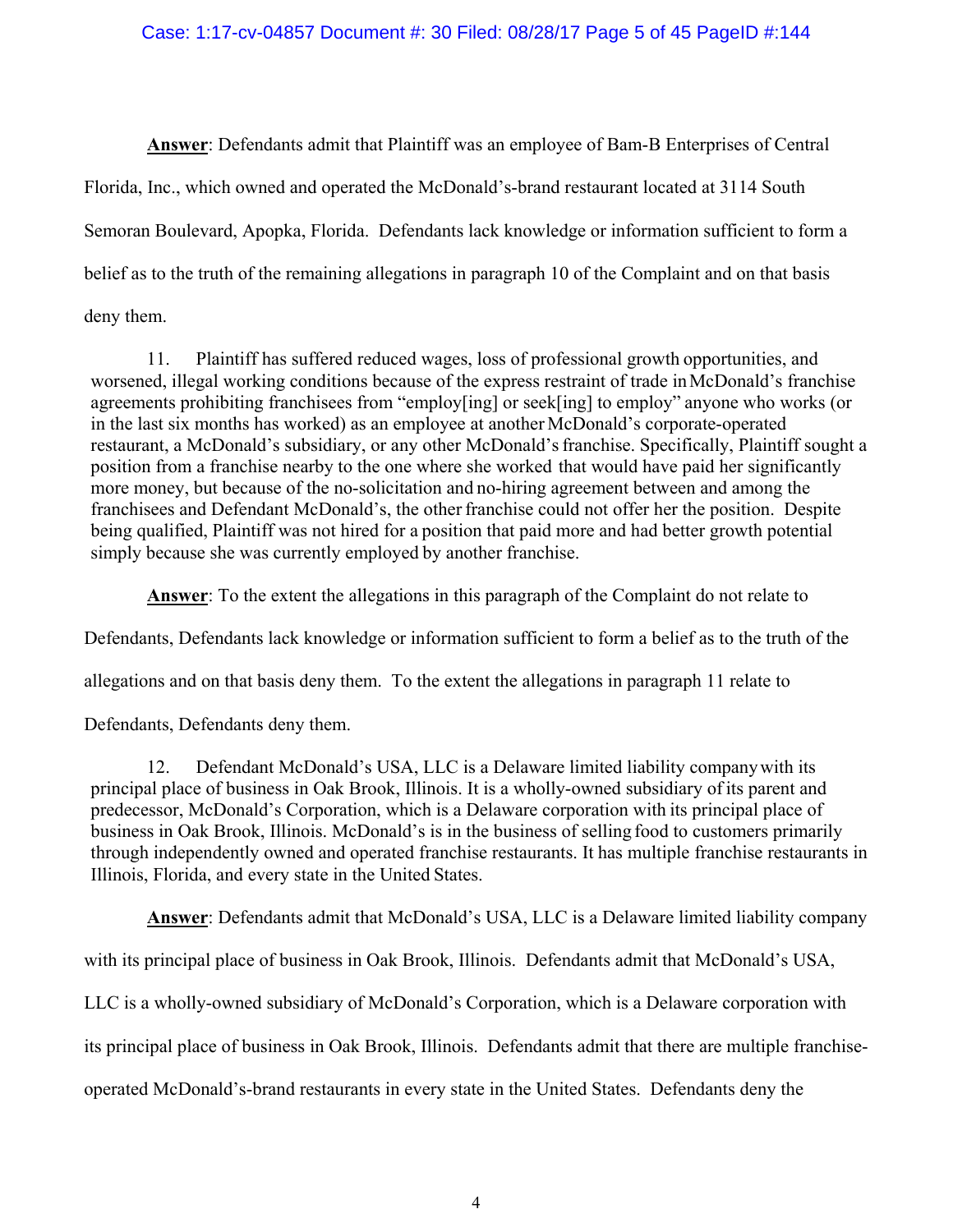**Answer**: Defendants admit that Plaintiff was an employee of Bam-B Enterprises of Central Florida, Inc., which owned and operated the McDonald's-brand restaurant located at 3114 South Semoran Boulevard, Apopka, Florida. Defendants lack knowledge or information sufficient to form a belief as to the truth of the remaining allegations in paragraph 10 of the Complaint and on that basis deny them.

11. Plaintiff has suffered reduced wages, loss of professional growth opportunities, and worsened, illegal working conditions because of the express restraint of trade in McDonald's franchise agreements prohibiting franchisees from "employ[ing] or seek[ing] to employ" anyone who works (or in the last six months has worked) as an employee at another McDonald's corporate-operated restaurant, a McDonald's subsidiary, or any other McDonald's franchise. Specifically, Plaintiff sought a position from a franchise nearby to the one where she worked that would have paid her significantly more money, but because of the no-solicitation and no-hiring agreement between and among the franchisees and Defendant McDonald's, the other franchise could not offer her the position. Despite being qualified, Plaintiff was not hired for a position that paid more and had better growth potential simply because she was currently employed by another franchise.

**Answer**: To the extent the allegations in this paragraph of the Complaint do not relate to Defendants, Defendants lack knowledge or information sufficient to form a belief as to the truth of the allegations and on that basis deny them. To the extent the allegations in paragraph 11 relate to Defendants, Defendants deny them.

12. Defendant McDonald's USA, LLC is a Delaware limited liability company with its principal place of business in Oak Brook, Illinois. It is a wholly-owned subsidiary of its parent and predecessor, McDonald's Corporation, which is a Delaware corporation with its principal place of business in Oak Brook, Illinois. McDonald's is in the business of selling food to customers primarily through independently owned and operated franchise restaurants. It has multiple franchise restaurants in Illinois, Florida, and every state in the United States.

**Answer**: Defendants admit that McDonald's USA, LLC is a Delaware limited liability company with its principal place of business in Oak Brook, Illinois. Defendants admit that McDonald's USA, LLC is a wholly-owned subsidiary of McDonald's Corporation, which is a Delaware corporation with its principal place of business in Oak Brook, Illinois. Defendants admit that there are multiple franchise-operated McDonald's-brand restaurants in every state in the United States. Defendants deny the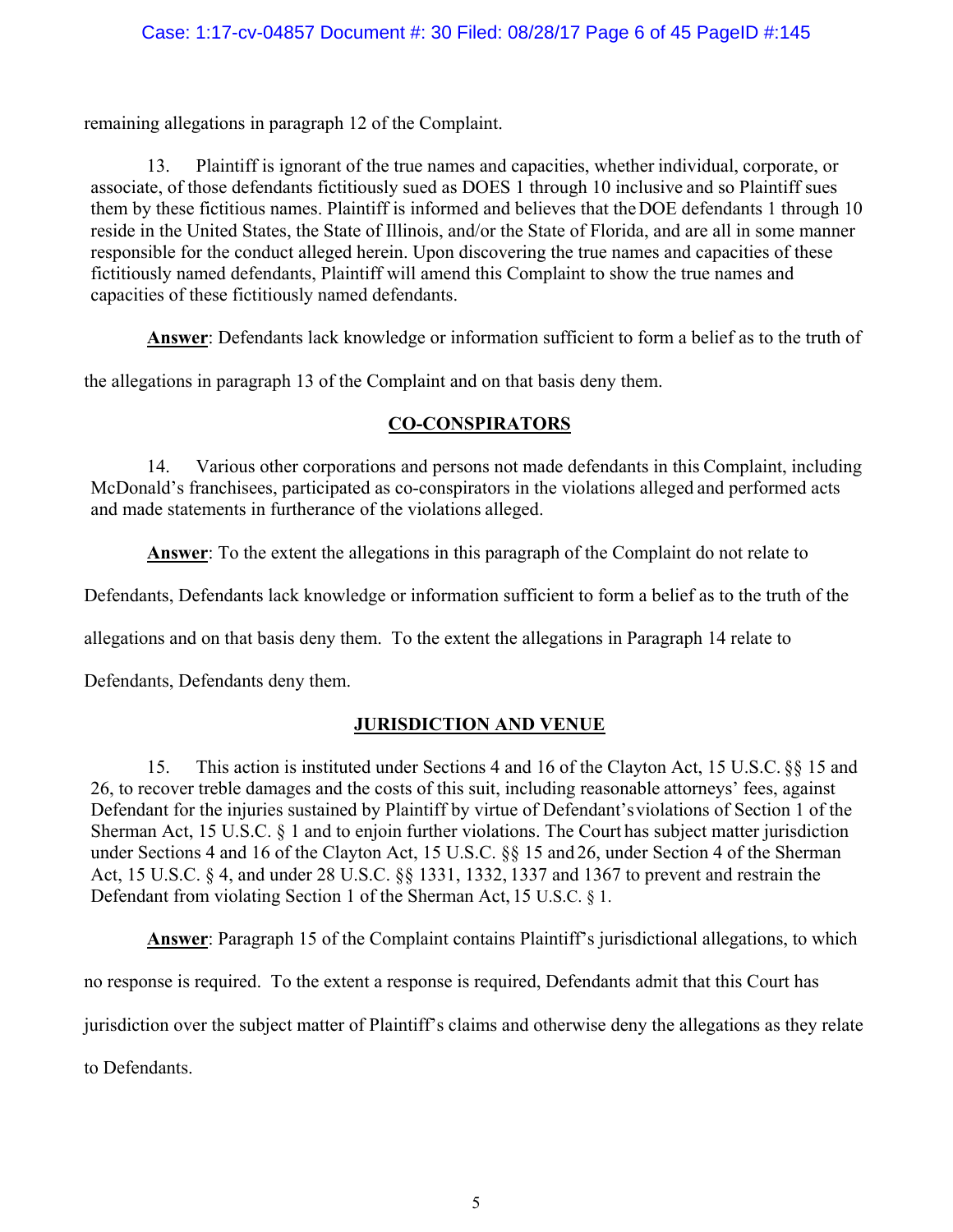remaining allegations in paragraph 12 of the Complaint.

13. Plaintiff is ignorant of the true names and capacities, whether individual, corporate, or associate, of those defendants fictitiously sued as DOES 1 through 10 inclusive and so Plaintiff sues them by these fictitious names. Plaintiff is informed and believes that the DOE defendants 1 through 10 reside in the United States, the State of Illinois, and/or the State of Florida, and are all in some manner responsible for the conduct alleged herein. Upon discovering the true names and capacities of these fictitiously named defendants, Plaintiff will amend this Complaint to show the true names and capacities of these fictitiously named defendants.

**Answer**: Defendants lack knowledge or information sufficient to form a belief as to the truth of the allegations in paragraph 13 of the Complaint and on that basis deny them.

## CO-CONSPIRATORS

14. Various other corporations and persons not made defendants in this Complaint, including McDonald's franchisees, participated as co-conspirators in the violations alleged and performed acts and made statements in furtherance of the violations alleged.

**Answer**: To the extent the allegations in this paragraph of the Complaint do not relate to Defendants, Defendants lack knowledge or information sufficient to form a belief as to the truth of the allegations and on that basis deny them. To the extent the allegations in Paragraph 14 relate to Defendants, Defendants deny them.

## JURISDICTION AND VENUE

15. This action is instituted under Sections 4 and 16 of the Clayton Act, 15 U.S.C. §§ 15 and 26, to recover treble damages and the costs of this suit, including reasonable attorneys' fees, against Defendant for the injuries sustained by Plaintiff by virtue of Defendant's violations of Section 1 of the Sherman Act, 15 U.S.C. § 1 and to enjoin further violations. The Court has subject matter jurisdiction under Sections 4 and 16 of the Clayton Act, 15 U.S.C. §§ 15 and 26, under Section 4 of the Sherman Act, 15 U.S.C. § 4, and under 28 U.S.C. §§ 1331, 1332, 1337 and 1367 to prevent and restrain the Defendant from violating Section 1 of the Sherman Act, 15 U.S.C. § 1.

**Answer**: Paragraph 15 of the Complaint contains Plaintiff's jurisdictional allegations, to which no response is required. To the extent a response is required, Defendants admit that this Court has jurisdiction over the subject matter of Plaintiff's claims and otherwise deny the allegations as they relate to Defendants.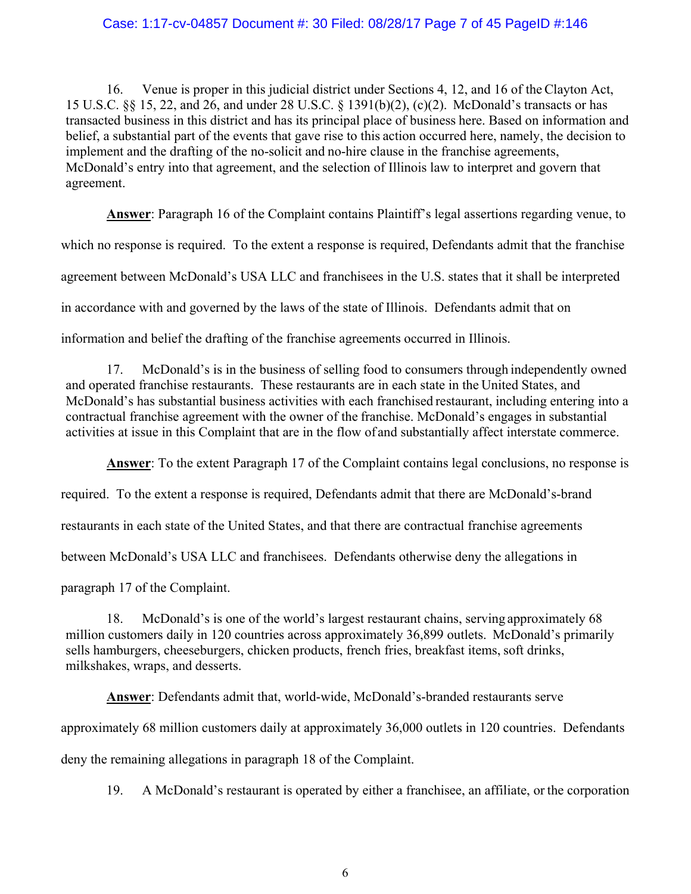16. Venue is proper in this judicial district under Sections 4, 12, and 16 of the Clayton Act, 15 U.S.C. §§ 15, 22, and 26, and under 28 U.S.C. § 1391(b)(2), (c)(2). McDonald's transacts or has transacted business in this district and has its principal place of business here. Based on information and belief, a substantial part of the events that gave rise to this action occurred here, namely, the decision to implement and the drafting of the no-solicit and no-hire clause in the franchise agreements, McDonald's entry into that agreement, and the selection of Illinois law to interpret and govern that agreement.

**Answer**: Paragraph 16 of the Complaint contains Plaintiff's legal assertions regarding venue, to which no response is required. To the extent a response is required, Defendants admit that the franchise agreement between McDonald's USA LLC and franchisees in the U.S. states that it shall be interpreted in accordance with and governed by the laws of the state of Illinois. Defendants admit that on information and belief the drafting of the franchise agreements occurred in Illinois.

17. McDonald's is in the business of selling food to consumers through independently owned and operated franchise restaurants. These restaurants are in each state in the United States, and McDonald's has substantial business activities with each franchised restaurant, including entering into a contractual franchise agreement with the owner of the franchise. McDonald's engages in substantial activities at issue in this Complaint that are in the flow of and substantially affect interstate commerce.

**Answer**: To the extent Paragraph 17 of the Complaint contains legal conclusions, no response is required. To the extent a response is required, Defendants admit that there are McDonald's-brand restaurants in each state of the United States, and that there are contractual franchise agreements between McDonald's USA LLC and franchisees. Defendants otherwise deny the allegations in paragraph 17 of the Complaint.

18. McDonald's is one of the world's largest restaurant chains, serving approximately 68 million customers daily in 120 countries across approximately 36,899 outlets. McDonald's primarily sells hamburgers, cheeseburgers, chicken products, french fries, breakfast items, soft drinks, milkshakes, wraps, and desserts.

**Answer**: Defendants admit that, world-wide, McDonald's-branded restaurants serve approximately 68 million customers daily at approximately 36,000 outlets in 120 countries. Defendants deny the remaining allegations in paragraph 18 of the Complaint.

19. A McDonald's restaurant is operated by either a franchisee, an affiliate, or the corporation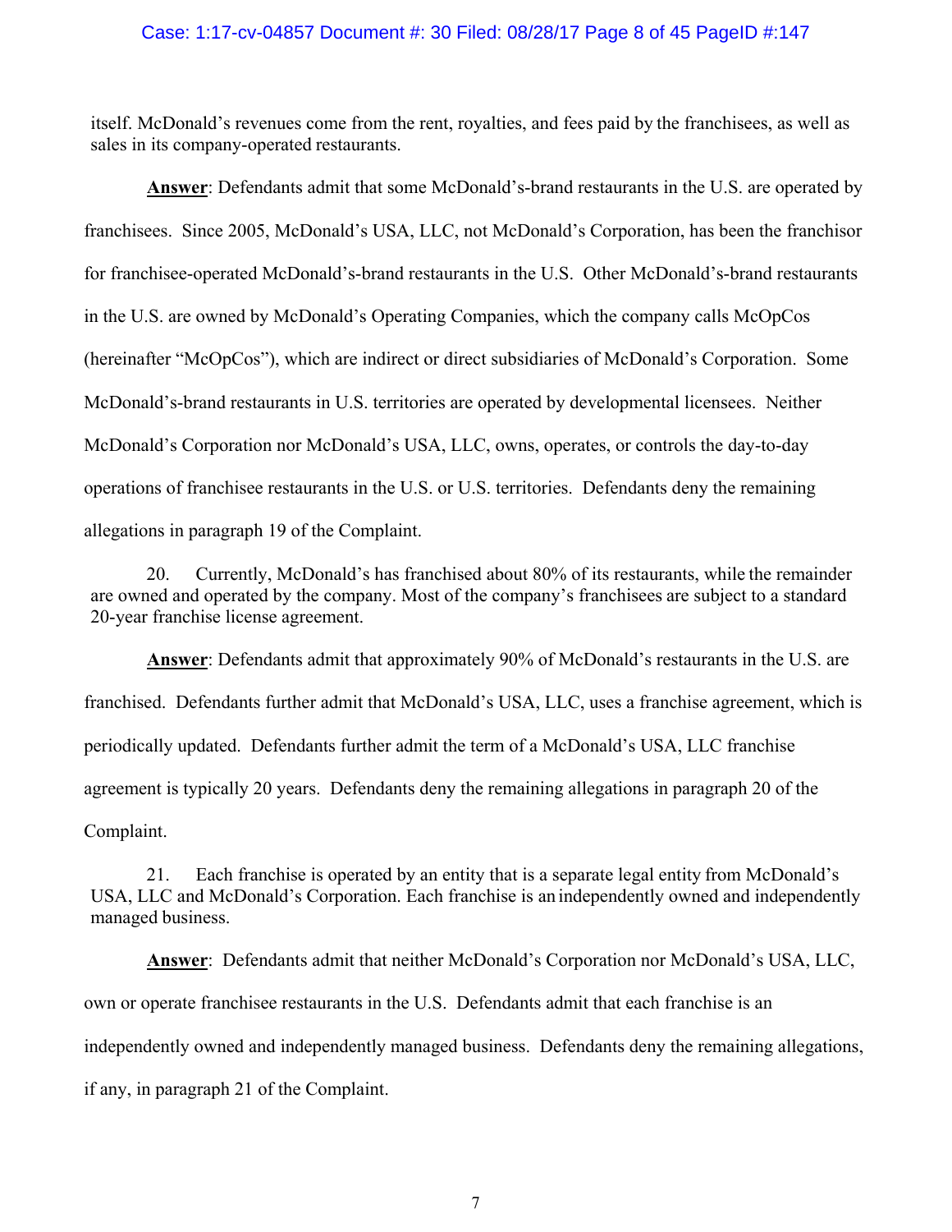itself. McDonald's revenues come from the rent, royalties, and fees paid by the franchisees, as well as sales in its company-operated restaurants.

**Answer**: Defendants admit that some McDonald's-brand restaurants in the U.S. are operated by franchisees. Since 2005, McDonald's USA, LLC, not McDonald's Corporation, has been the franchisor for franchisee-operated McDonald's-brand restaurants in the U.S. Other McDonald's-brand restaurants in the U.S. are owned by McDonald's Operating Companies, which the company calls McOpCos (hereinafter "McOpCos"), which are indirect or direct subsidiaries of McDonald's Corporation. Some McDonald's-brand restaurants in U.S. territories are operated by developmental licensees. Neither McDonald's Corporation nor McDonald's USA, LLC, owns, operates, or controls the day-to-day operations of franchisee restaurants in the U.S. or U.S. territories. Defendants deny the remaining allegations in paragraph 19 of the Complaint.

20. Currently, McDonald's has franchised about 80% of its restaurants, while the remainder are owned and operated by the company. Most of the company's franchisees are subject to a standard 20-year franchise license agreement.

**Answer**: Defendants admit that approximately 90% of McDonald's restaurants in the U.S. are franchised. Defendants further admit that McDonald's USA, LLC, uses a franchise agreement, which is periodically updated. Defendants further admit the term of a McDonald's USA, LLC franchise agreement is typically 20 years. Defendants deny the remaining allegations in paragraph 20 of the Complaint.

21. Each franchise is operated by an entity that is a separate legal entity from McDonald's USA, LLC and McDonald's Corporation. Each franchise is an independently owned and independently managed business.

**Answer**: Defendants admit that neither McDonald's Corporation nor McDonald's USA, LLC, own or operate franchisee restaurants in the U.S. Defendants admit that each franchise is an independently owned and independently managed business. Defendants deny the remaining allegations, if any, in paragraph 21 of the Complaint.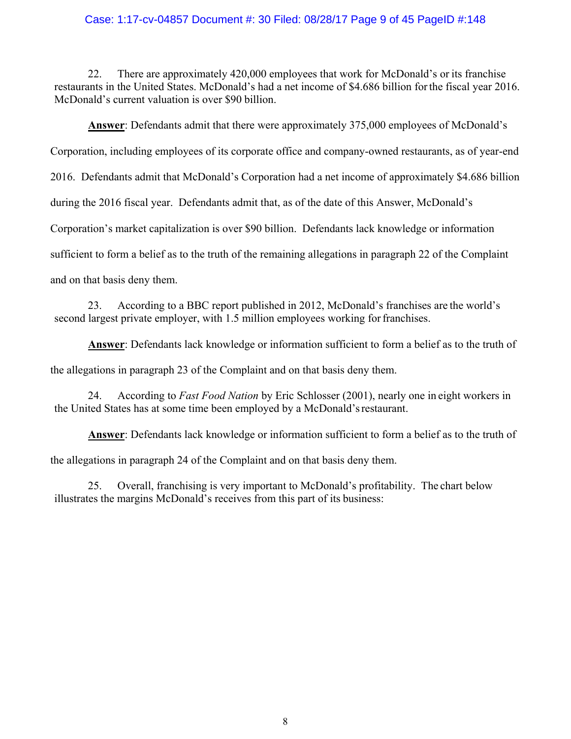22. There are approximately 420,000 employees that work for McDonald's or its franchise restaurants in the United States. McDonald's had a net income of $4.686 billion for the fiscal year 2016. McDonald's current valuation is over $90 billion.

**Answer**: Defendants admit that there were approximately 375,000 employees of McDonald's Corporation, including employees of its corporate office and company-owned restaurants, as of year-end 2016. Defendants admit that McDonald's Corporation had a net income of approximately $4.686 billion during the 2016 fiscal year. Defendants admit that, as of the date of this Answer, McDonald's Corporation's market capitalization is over $90 billion. Defendants lack knowledge or information sufficient to form a belief as to the truth of the remaining allegations in paragraph 22 of the Complaint and on that basis deny them.

23. According to a BBC report published in 2012, McDonald's franchises are the world's second largest private employer, with 1.5 million employees working for franchises.

**Answer**: Defendants lack knowledge or information sufficient to form a belief as to the truth of the allegations in paragraph 23 of the Complaint and on that basis deny them.

24. According to *Fast Food Nation* by Eric Schlosser (2001), nearly one in eight workers in the United States has at some time been employed by a McDonald's restaurant.

**Answer**: Defendants lack knowledge or information sufficient to form a belief as to the truth of the allegations in paragraph 24 of the Complaint and on that basis deny them.

25. Overall, franchising is very important to McDonald's profitability. The chart below illustrates the margins McDonald's receives from this part of its business: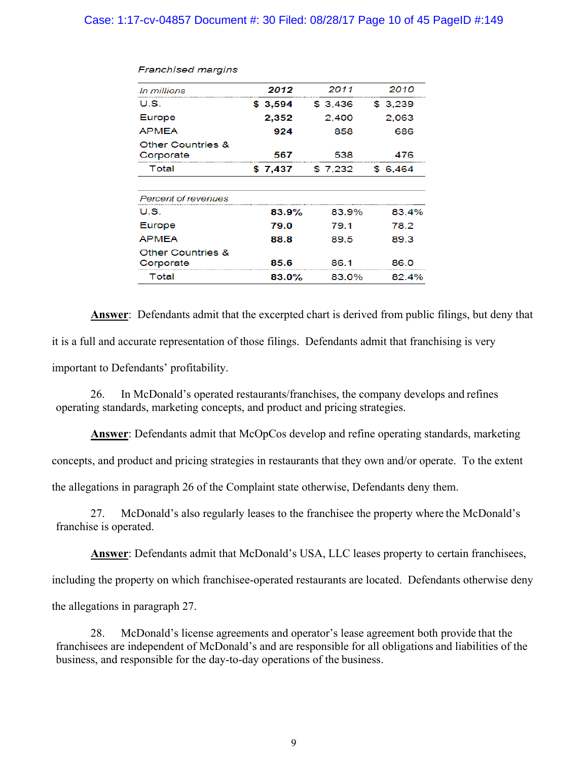*Franchised margins*

| *In millions* | **2012** | 2011 | 2010 |
|---|---|---|---|
| U.S. | **$ 3,594** | $ 3,436 | $ 3,239 |
| Europe | **2,352** | 2,400 | 2,063 |
| APMEA | **924** | 858 | 686 |
| Other Countries & Corporate | **567** | 538 | 476 |
| Total | **$ 7,437** | $ 7,232 | $ 6,464 |
| *Percent of revenues* | | | |
| U.S. | **83.9%** | 83.9% | 83.4% |
| Europe | **79.0** | 79.1 | 78.2 |
| APMEA | **88.8** | 89.5 | 89.3 |
| Other Countries & Corporate | **85.6** | 86.1 | 86.0 |
| Total | **83.0%** | 83.0% | 82.4% |

**Answer**: Defendants admit that the excerpted chart is derived from public filings, but deny that it is a full and accurate representation of those filings. Defendants admit that franchising is very important to Defendants' profitability.

26. In McDonald's operated restaurants/franchises, the company develops and refines operating standards, marketing concepts, and product and pricing strategies.

**Answer**: Defendants admit that McOpCos develop and refine operating standards, marketing concepts, and product and pricing strategies in restaurants that they own and/or operate. To the extent the allegations in paragraph 26 of the Complaint state otherwise, Defendants deny them.

27. McDonald's also regularly leases to the franchisee the property where the McDonald's franchise is operated.

**Answer**: Defendants admit that McDonald's USA, LLC leases property to certain franchisees, including the property on which franchisee-operated restaurants are located. Defendants otherwise deny the allegations in paragraph 27.

28. McDonald's license agreements and operator's lease agreement both provide that the franchisees are independent of McDonald's and are responsible for all obligations and liabilities of the business, and responsible for the day-to-day operations of the business.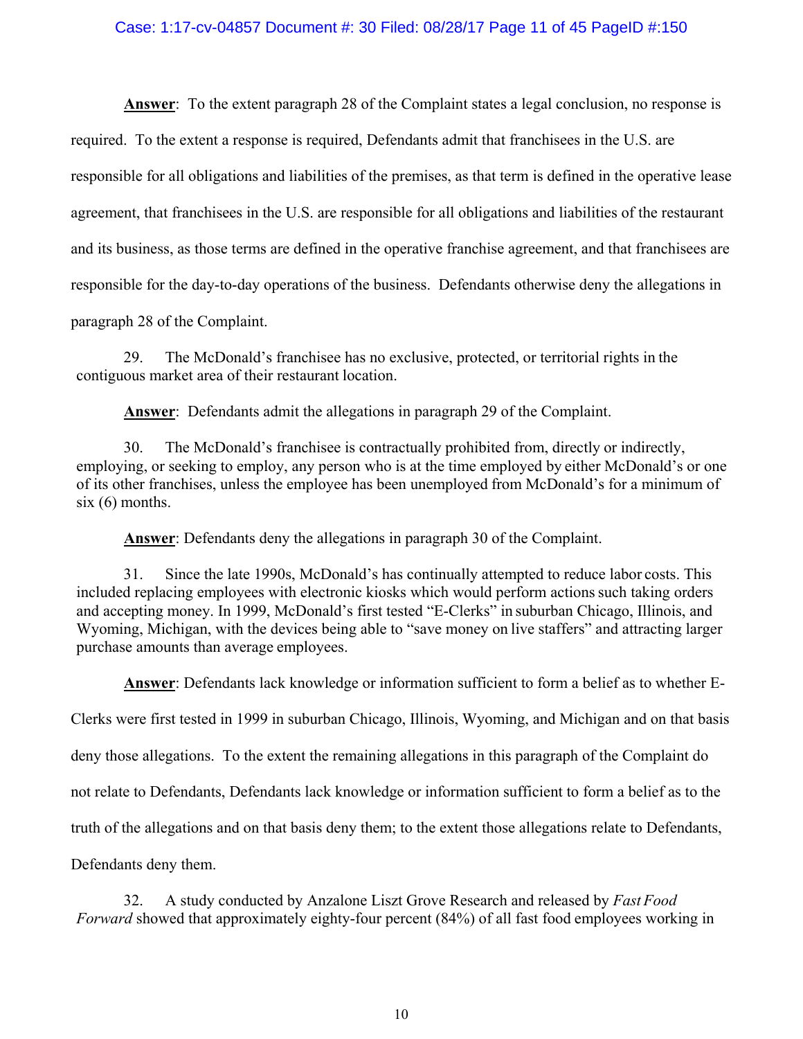**Answer**: To the extent paragraph 28 of the Complaint states a legal conclusion, no response is required. To the extent a response is required, Defendants admit that franchisees in the U.S. are responsible for all obligations and liabilities of the premises, as that term is defined in the operative lease agreement, that franchisees in the U.S. are responsible for all obligations and liabilities of the restaurant and its business, as those terms are defined in the operative franchise agreement, and that franchisees are responsible for the day-to-day operations of the business. Defendants otherwise deny the allegations in paragraph 28 of the Complaint.

29. The McDonald's franchisee has no exclusive, protected, or territorial rights in the contiguous market area of their restaurant location.

**Answer**: Defendants admit the allegations in paragraph 29 of the Complaint.

30. The McDonald's franchisee is contractually prohibited from, directly or indirectly, employing, or seeking to employ, any person who is at the time employed by either McDonald's or one of its other franchises, unless the employee has been unemployed from McDonald's for a minimum of six (6) months.

**Answer**: Defendants deny the allegations in paragraph 30 of the Complaint.

31. Since the late 1990s, McDonald's has continually attempted to reduce labor costs. This included replacing employees with electronic kiosks which would perform actions such taking orders and accepting money. In 1999, McDonald's first tested "E-Clerks" in suburban Chicago, Illinois, and Wyoming, Michigan, with the devices being able to "save money on live staffers" and attracting larger purchase amounts than average employees.

**Answer**: Defendants lack knowledge or information sufficient to form a belief as to whether E-Clerks were first tested in 1999 in suburban Chicago, Illinois, Wyoming, and Michigan and on that basis deny those allegations. To the extent the remaining allegations in this paragraph of the Complaint do not relate to Defendants, Defendants lack knowledge or information sufficient to form a belief as to the truth of the allegations and on that basis deny them; to the extent those allegations relate to Defendants, Defendants deny them.

32. A study conducted by Anzalone Liszt Grove Research and released by *Fast Food Forward* showed that approximately eighty-four percent (84%) of all fast food employees working in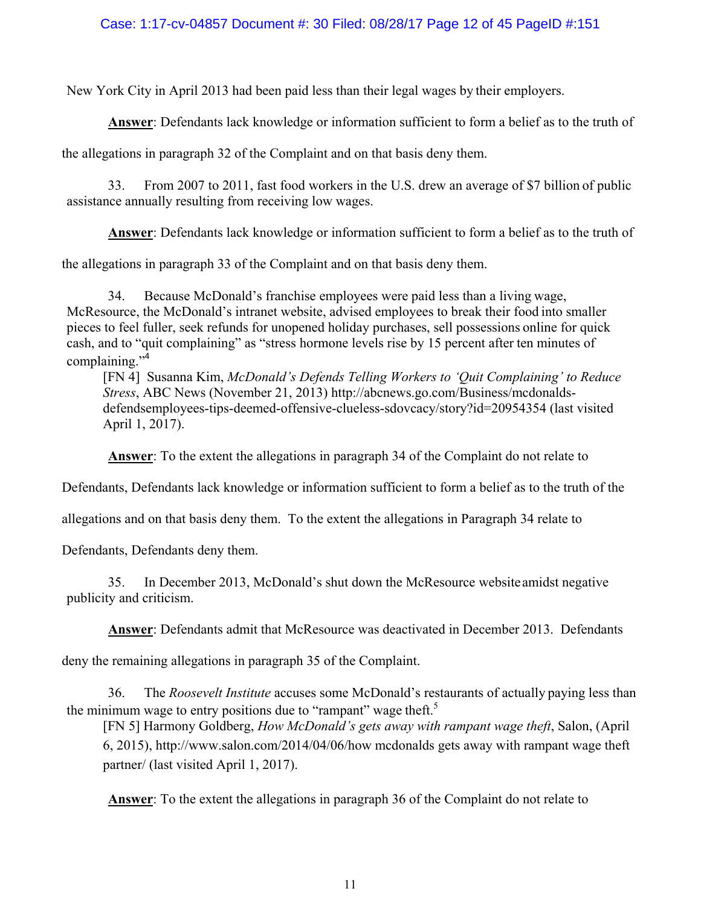New York City in April 2013 had been paid less than their legal wages by their employers.

**Answer**: Defendants lack knowledge or information sufficient to form a belief as to the truth of the allegations in paragraph 32 of the Complaint and on that basis deny them.

33. From 2007 to 2011, fast food workers in the U.S. drew an average of $7 billion of public assistance annually resulting from receiving low wages.

**Answer**: Defendants lack knowledge or information sufficient to form a belief as to the truth of the allegations in paragraph 33 of the Complaint and on that basis deny them.

34. Because McDonald's franchise employees were paid less than a living wage, McResource, the McDonald's intranet website, advised employees to break their food into smaller pieces to feel fuller, seek refunds for unopened holiday purchases, sell possessions online for quick cash, and to "quit complaining" as "stress hormone levels rise by 15 percent after ten minutes of complaining."[4]

[FN 4] Susanna Kim, *McDonald's Defends Telling Workers to 'Quit Complaining' to Reduce Stress*, ABC News (November 21, 2013) http://abcnews.go.com/Business/mcdonalds-defendsemployees-tips-deemed-offensive-clueless-sdovcacy/story?id=20954354 (last visited April 1, 2017).

**Answer**: To the extent the allegations in paragraph 34 of the Complaint do not relate to Defendants, Defendants lack knowledge or information sufficient to form a belief as to the truth of the allegations and on that basis deny them. To the extent the allegations in Paragraph 34 relate to Defendants, Defendants deny them.

35. In December 2013, McDonald's shut down the McResource website amidst negative publicity and criticism.

**Answer**: Defendants admit that McResource was deactivated in December 2013. Defendants deny the remaining allegations in paragraph 35 of the Complaint.

36. The *Roosevelt Institute* accuses some McDonald's restaurants of actually paying less than the minimum wage to entry positions due to "rampant" wage theft.[5]

[FN 5] Harmony Goldberg, *How McDonald's gets away with rampant wage theft*, Salon, (April 6, 2015), http://www.salon.com/2014/04/06/how mcdonalds gets away with rampant wage theft partner/ (last visited April 1, 2017).

**Answer**: To the extent the allegations in paragraph 36 of the Complaint do not relate to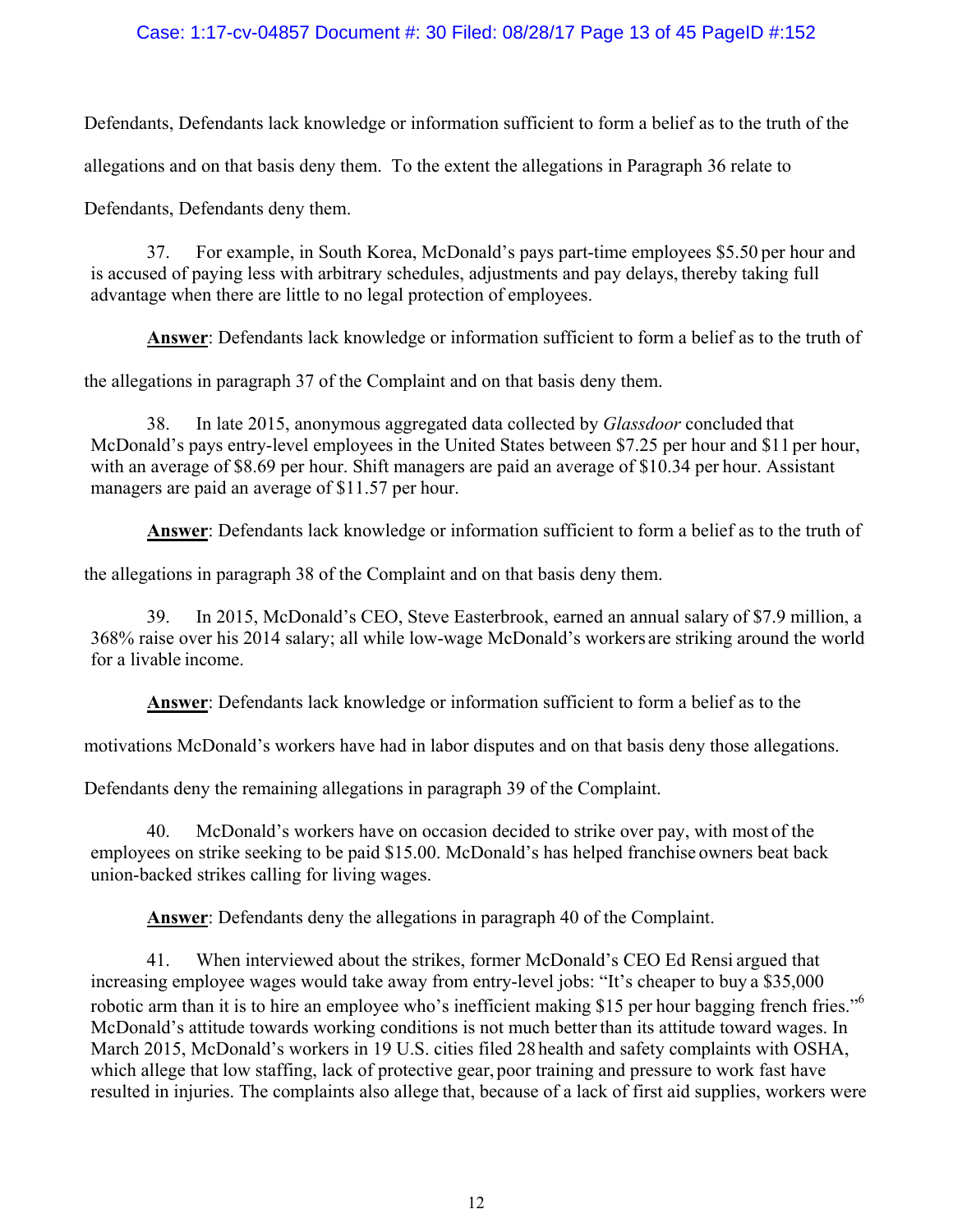Defendants, Defendants lack knowledge or information sufficient to form a belief as to the truth of the allegations and on that basis deny them. To the extent the allegations in Paragraph 36 relate to Defendants, Defendants deny them.

37. For example, in South Korea, McDonald's pays part-time employees $5.50 per hour and is accused of paying less with arbitrary schedules, adjustments and pay delays, thereby taking full advantage when there are little to no legal protection of employees.

**Answer**: Defendants lack knowledge or information sufficient to form a belief as to the truth of the allegations in paragraph 37 of the Complaint and on that basis deny them.

38. In late 2015, anonymous aggregated data collected by *Glassdoor* concluded that McDonald's pays entry-level employees in the United States between $7.25 per hour and $11 per hour, with an average of $8.69 per hour. Shift managers are paid an average of $10.34 per hour. Assistant managers are paid an average of $11.57 per hour.

**Answer**: Defendants lack knowledge or information sufficient to form a belief as to the truth of the allegations in paragraph 38 of the Complaint and on that basis deny them.

39. In 2015, McDonald's CEO, Steve Easterbrook, earned an annual salary of $7.9 million, a 368% raise over his 2014 salary; all while low-wage McDonald's workers are striking around the world for a livable income.

**Answer**: Defendants lack knowledge or information sufficient to form a belief as to the motivations McDonald's workers have had in labor disputes and on that basis deny those allegations. Defendants deny the remaining allegations in paragraph 39 of the Complaint.

40. McDonald's workers have on occasion decided to strike over pay, with most of the employees on strike seeking to be paid $15.00. McDonald's has helped franchise owners beat back union-backed strikes calling for living wages.

**Answer**: Defendants deny the allegations in paragraph 40 of the Complaint.

41. When interviewed about the strikes, former McDonald's CEO Ed Rensi argued that increasing employee wages would take away from entry-level jobs: "It's cheaper to buy a $35,000 robotic arm than it is to hire an employee who's inefficient making $15 per hour bagging french fries."[6] McDonald's attitude towards working conditions is not much better than its attitude toward wages. In March 2015, McDonald's workers in 19 U.S. cities filed 28 health and safety complaints with OSHA, which allege that low staffing, lack of protective gear, poor training and pressure to work fast have resulted in injuries. The complaints also allege that, because of a lack of first aid supplies, workers were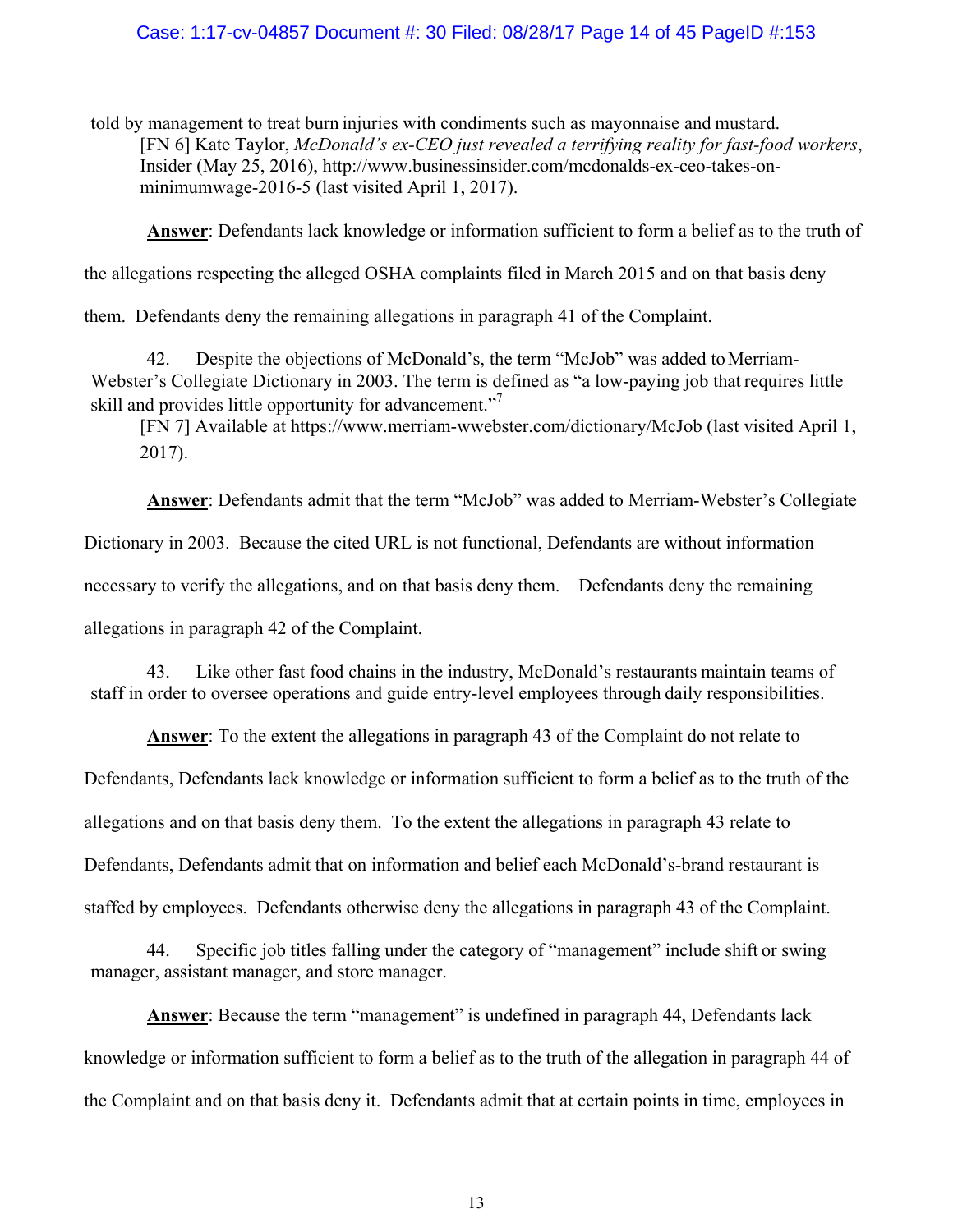told by management to treat burn injuries with condiments such as mayonnaise and mustard.

[FN 6] Kate Taylor, *McDonald's ex-CEO just revealed a terrifying reality for fast-food workers*, Insider (May 25, 2016), http://www.businessinsider.com/mcdonalds-ex-ceo-takes-on-minimumwage-2016-5 (last visited April 1, 2017).

**Answer**: Defendants lack knowledge or information sufficient to form a belief as to the truth of the allegations respecting the alleged OSHA complaints filed in March 2015 and on that basis deny them. Defendants deny the remaining allegations in paragraph 41 of the Complaint.

42. Despite the objections of McDonald's, the term "McJob" was added to Merriam-Webster's Collegiate Dictionary in 2003. The term is defined as "a low-paying job that requires little skill and provides little opportunity for advancement."[7]

[FN 7] Available at https://www.merriam-wwebster.com/dictionary/McJob (last visited April 1, 2017).

**Answer**: Defendants admit that the term "McJob" was added to Merriam-Webster's Collegiate Dictionary in 2003. Because the cited URL is not functional, Defendants are without information necessary to verify the allegations, and on that basis deny them. Defendants deny the remaining allegations in paragraph 42 of the Complaint.

43. Like other fast food chains in the industry, McDonald's restaurants maintain teams of staff in order to oversee operations and guide entry-level employees through daily responsibilities.

**Answer**: To the extent the allegations in paragraph 43 of the Complaint do not relate to Defendants, Defendants lack knowledge or information sufficient to form a belief as to the truth of the allegations and on that basis deny them. To the extent the allegations in paragraph 43 relate to Defendants, Defendants admit that on information and belief each McDonald's-brand restaurant is staffed by employees. Defendants otherwise deny the allegations in paragraph 43 of the Complaint.

44. Specific job titles falling under the category of "management" include shift or swing manager, assistant manager, and store manager.

**Answer**: Because the term "management" is undefined in paragraph 44, Defendants lack knowledge or information sufficient to form a belief as to the truth of the allegation in paragraph 44 of the Complaint and on that basis deny it. Defendants admit that at certain points in time, employees in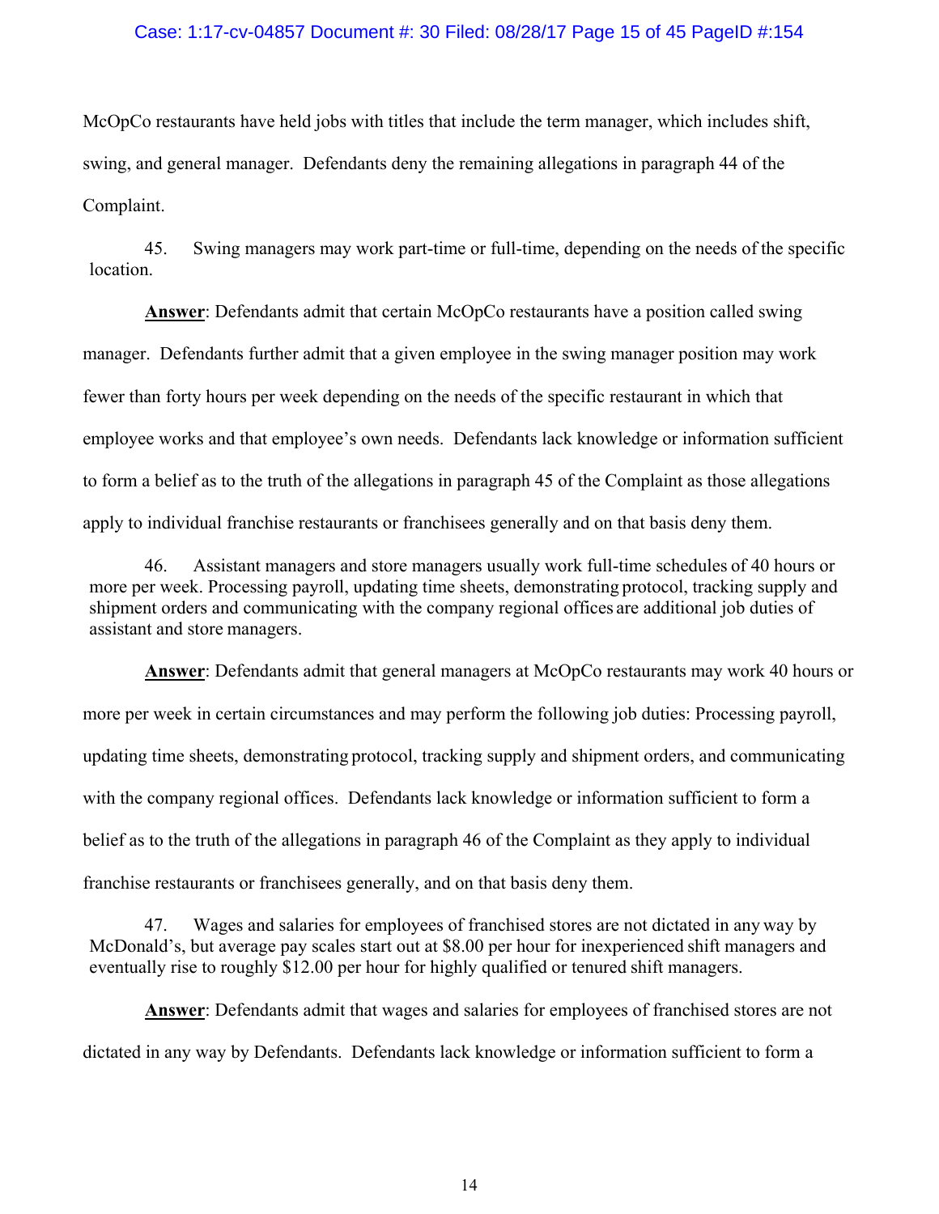McOpCo restaurants have held jobs with titles that include the term manager, which includes shift, swing, and general manager. Defendants deny the remaining allegations in paragraph 44 of the Complaint.

45. Swing managers may work part-time or full-time, depending on the needs of the specific location.

**Answer**: Defendants admit that certain McOpCo restaurants have a position called swing manager. Defendants further admit that a given employee in the swing manager position may work fewer than forty hours per week depending on the needs of the specific restaurant in which that employee works and that employee's own needs. Defendants lack knowledge or information sufficient to form a belief as to the truth of the allegations in paragraph 45 of the Complaint as those allegations apply to individual franchise restaurants or franchisees generally and on that basis deny them.

46. Assistant managers and store managers usually work full-time schedules of 40 hours or more per week. Processing payroll, updating time sheets, demonstrating protocol, tracking supply and shipment orders and communicating with the company regional offices are additional job duties of assistant and store managers.

**Answer**: Defendants admit that general managers at McOpCo restaurants may work 40 hours or more per week in certain circumstances and may perform the following job duties: Processing payroll, updating time sheets, demonstrating protocol, tracking supply and shipment orders, and communicating with the company regional offices. Defendants lack knowledge or information sufficient to form a belief as to the truth of the allegations in paragraph 46 of the Complaint as they apply to individual franchise restaurants or franchisees generally, and on that basis deny them.

47. Wages and salaries for employees of franchised stores are not dictated in any way by McDonald's, but average pay scales start out at $8.00 per hour for inexperienced shift managers and eventually rise to roughly $12.00 per hour for highly qualified or tenured shift managers.

**Answer**: Defendants admit that wages and salaries for employees of franchised stores are not dictated in any way by Defendants. Defendants lack knowledge or information sufficient to form a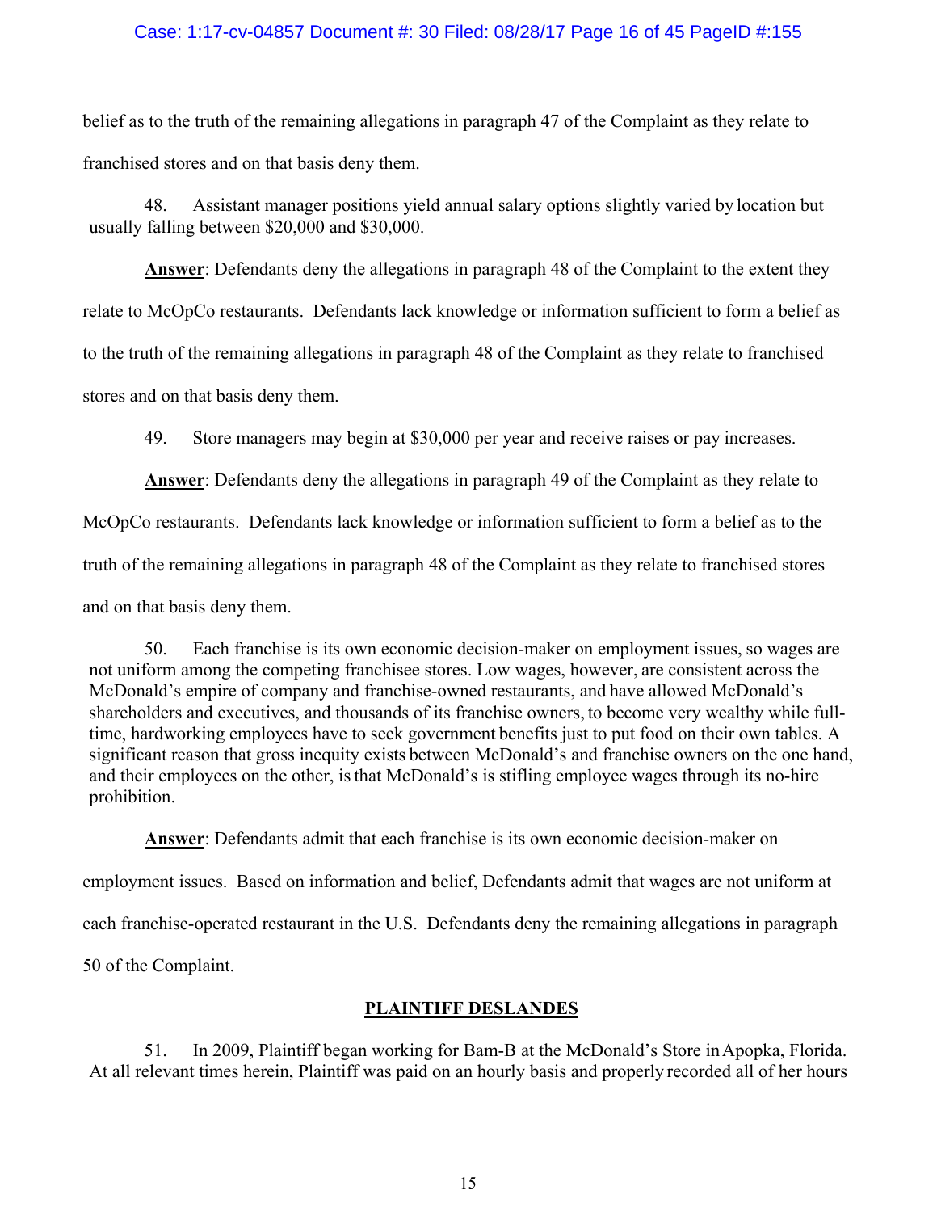belief as to the truth of the remaining allegations in paragraph 47 of the Complaint as they relate to franchised stores and on that basis deny them.

48. Assistant manager positions yield annual salary options slightly varied by location but usually falling between $20,000 and $30,000.

**Answer**: Defendants deny the allegations in paragraph 48 of the Complaint to the extent they relate to McOpCo restaurants. Defendants lack knowledge or information sufficient to form a belief as to the truth of the remaining allegations in paragraph 48 of the Complaint as they relate to franchised stores and on that basis deny them.

49. Store managers may begin at $30,000 per year and receive raises or pay increases.

**Answer**: Defendants deny the allegations in paragraph 49 of the Complaint as they relate to McOpCo restaurants. Defendants lack knowledge or information sufficient to form a belief as to the truth of the remaining allegations in paragraph 48 of the Complaint as they relate to franchised stores and on that basis deny them.

50. Each franchise is its own economic decision-maker on employment issues, so wages are not uniform among the competing franchisee stores. Low wages, however, are consistent across the McDonald's empire of company and franchise-owned restaurants, and have allowed McDonald's shareholders and executives, and thousands of its franchise owners, to become very wealthy while full-time, hardworking employees have to seek government benefits just to put food on their own tables. A significant reason that gross inequity exists between McDonald's and franchise owners on the one hand, and their employees on the other, is that McDonald's is stifling employee wages through its no-hire prohibition.

**Answer**: Defendants admit that each franchise is its own economic decision-maker on employment issues. Based on information and belief, Defendants admit that wages are not uniform at each franchise-operated restaurant in the U.S. Defendants deny the remaining allegations in paragraph 50 of the Complaint.

## PLAINTIFF DESLANDES

51. In 2009, Plaintiff began working for Bam-B at the McDonald's Store in Apopka, Florida. At all relevant times herein, Plaintiff was paid on an hourly basis and properly recorded all of her hours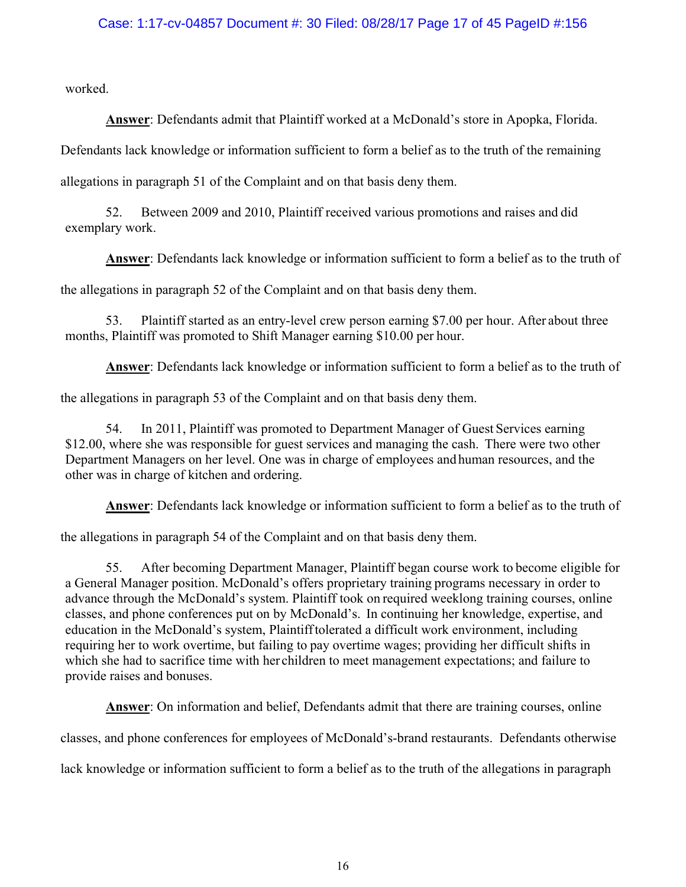worked.

**Answer**: Defendants admit that Plaintiff worked at a McDonald's store in Apopka, Florida. Defendants lack knowledge or information sufficient to form a belief as to the truth of the remaining allegations in paragraph 51 of the Complaint and on that basis deny them.

52. Between 2009 and 2010, Plaintiff received various promotions and raises and did exemplary work.

**Answer**: Defendants lack knowledge or information sufficient to form a belief as to the truth of the allegations in paragraph 52 of the Complaint and on that basis deny them.

53. Plaintiff started as an entry-level crew person earning $7.00 per hour. After about three months, Plaintiff was promoted to Shift Manager earning $10.00 per hour.

**Answer**: Defendants lack knowledge or information sufficient to form a belief as to the truth of the allegations in paragraph 53 of the Complaint and on that basis deny them.

54. In 2011, Plaintiff was promoted to Department Manager of Guest Services earning $12.00, where she was responsible for guest services and managing the cash. There were two other Department Managers on her level. One was in charge of employees and human resources, and the other was in charge of kitchen and ordering.

**Answer**: Defendants lack knowledge or information sufficient to form a belief as to the truth of the allegations in paragraph 54 of the Complaint and on that basis deny them.

55. After becoming Department Manager, Plaintiff began course work to become eligible for a General Manager position. McDonald's offers proprietary training programs necessary in order to advance through the McDonald's system. Plaintiff took on required weeklong training courses, online classes, and phone conferences put on by McDonald's. In continuing her knowledge, expertise, and education in the McDonald's system, Plaintiff tolerated a difficult work environment, including requiring her to work overtime, but failing to pay overtime wages; providing her difficult shifts in which she had to sacrifice time with her children to meet management expectations; and failure to provide raises and bonuses.

**Answer**: On information and belief, Defendants admit that there are training courses, online classes, and phone conferences for employees of McDonald's-brand restaurants. Defendants otherwise lack knowledge or information sufficient to form a belief as to the truth of the allegations in paragraph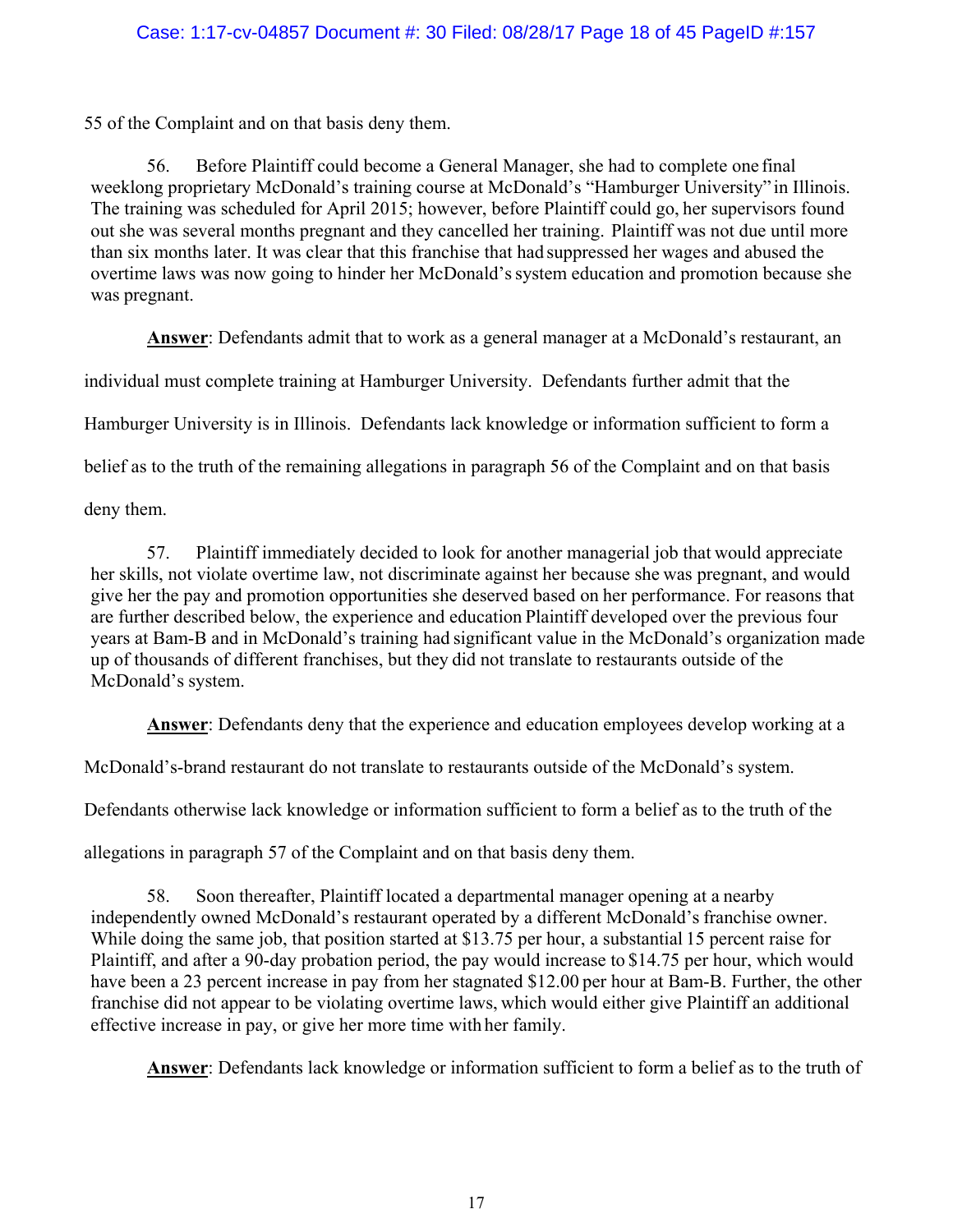55 of the Complaint and on that basis deny them.

56. Before Plaintiff could become a General Manager, she had to complete one final weeklong proprietary McDonald's training course at McDonald's "Hamburger University" in Illinois. The training was scheduled for April 2015; however, before Plaintiff could go, her supervisors found out she was several months pregnant and they cancelled her training. Plaintiff was not due until more than six months later. It was clear that this franchise that had suppressed her wages and abused the overtime laws was now going to hinder her McDonald's system education and promotion because she was pregnant.

**Answer**: Defendants admit that to work as a general manager at a McDonald's restaurant, an individual must complete training at Hamburger University. Defendants further admit that the Hamburger University is in Illinois. Defendants lack knowledge or information sufficient to form a belief as to the truth of the remaining allegations in paragraph 56 of the Complaint and on that basis deny them.

57. Plaintiff immediately decided to look for another managerial job that would appreciate her skills, not violate overtime law, not discriminate against her because she was pregnant, and would give her the pay and promotion opportunities she deserved based on her performance. For reasons that are further described below, the experience and education Plaintiff developed over the previous four years at Bam-B and in McDonald's training had significant value in the McDonald's organization made up of thousands of different franchises, but they did not translate to restaurants outside of the McDonald's system.

**Answer**: Defendants deny that the experience and education employees develop working at a McDonald's-brand restaurant do not translate to restaurants outside of the McDonald's system. Defendants otherwise lack knowledge or information sufficient to form a belief as to the truth of the allegations in paragraph 57 of the Complaint and on that basis deny them.

58. Soon thereafter, Plaintiff located a departmental manager opening at a nearby independently owned McDonald's restaurant operated by a different McDonald's franchise owner. While doing the same job, that position started at $13.75 per hour, a substantial 15 percent raise for Plaintiff, and after a 90-day probation period, the pay would increase to $14.75 per hour, which would have been a 23 percent increase in pay from her stagnated $12.00 per hour at Bam-B. Further, the other franchise did not appear to be violating overtime laws, which would either give Plaintiff an additional effective increase in pay, or give her more time with her family.

**Answer**: Defendants lack knowledge or information sufficient to form a belief as to the truth of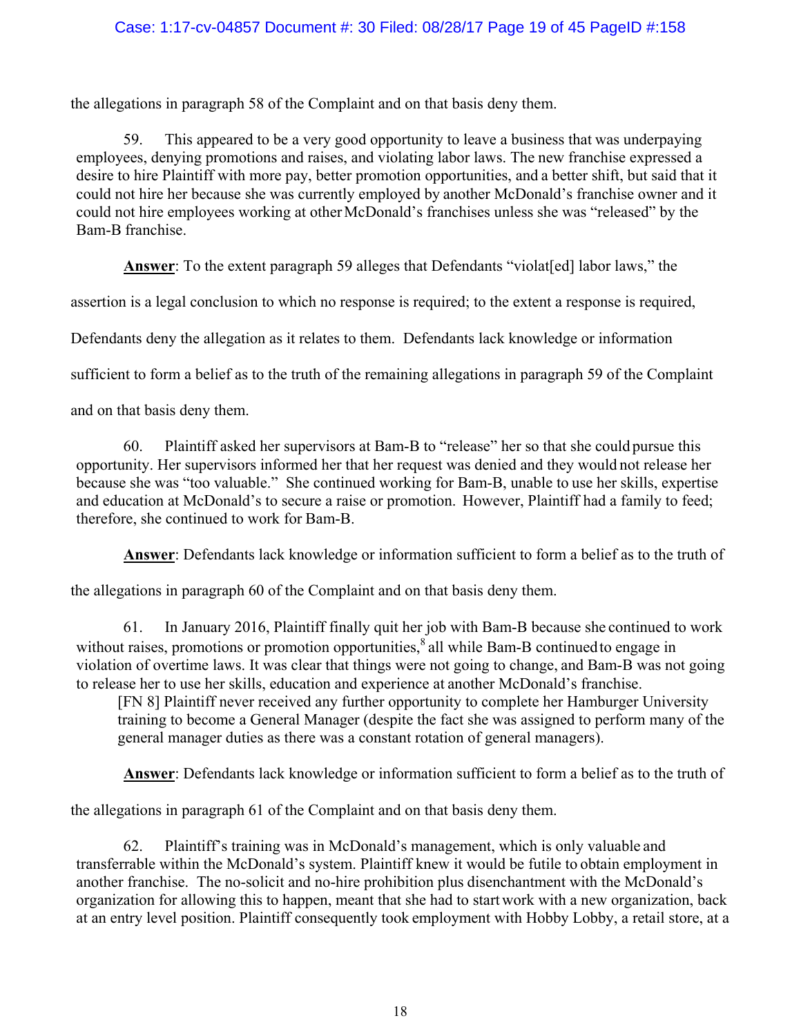the allegations in paragraph 58 of the Complaint and on that basis deny them.

59. This appeared to be a very good opportunity to leave a business that was underpaying employees, denying promotions and raises, and violating labor laws. The new franchise expressed a desire to hire Plaintiff with more pay, better promotion opportunities, and a better shift, but said that it could not hire her because she was currently employed by another McDonald's franchise owner and it could not hire employees working at other McDonald's franchises unless she was "released" by the Bam-B franchise.

**Answer**: To the extent paragraph 59 alleges that Defendants "violat[ed] labor laws," the assertion is a legal conclusion to which no response is required; to the extent a response is required, Defendants deny the allegation as it relates to them. Defendants lack knowledge or information sufficient to form a belief as to the truth of the remaining allegations in paragraph 59 of the Complaint and on that basis deny them.

60. Plaintiff asked her supervisors at Bam-B to "release" her so that she could pursue this opportunity. Her supervisors informed her that her request was denied and they would not release her because she was "too valuable." She continued working for Bam-B, unable to use her skills, expertise and education at McDonald's to secure a raise or promotion. However, Plaintiff had a family to feed; therefore, she continued to work for Bam-B.

**Answer**: Defendants lack knowledge or information sufficient to form a belief as to the truth of the allegations in paragraph 60 of the Complaint and on that basis deny them.

61. In January 2016, Plaintiff finally quit her job with Bam-B because she continued to work without raises, promotions or promotion opportunities,[8] all while Bam-B continued to engage in violation of overtime laws. It was clear that things were not going to change, and Bam-B was not going to release her to use her skills, education and experience at another McDonald's franchise.

[FN 8] Plaintiff never received any further opportunity to complete her Hamburger University training to become a General Manager (despite the fact she was assigned to perform many of the general manager duties as there was a constant rotation of general managers).

**Answer**: Defendants lack knowledge or information sufficient to form a belief as to the truth of the allegations in paragraph 61 of the Complaint and on that basis deny them.

62. Plaintiff's training was in McDonald's management, which is only valuable and transferrable within the McDonald's system. Plaintiff knew it would be futile to obtain employment in another franchise. The no-solicit and no-hire prohibition plus disenchantment with the McDonald's organization for allowing this to happen, meant that she had to start work with a new organization, back at an entry level position. Plaintiff consequently took employment with Hobby Lobby, a retail store, at a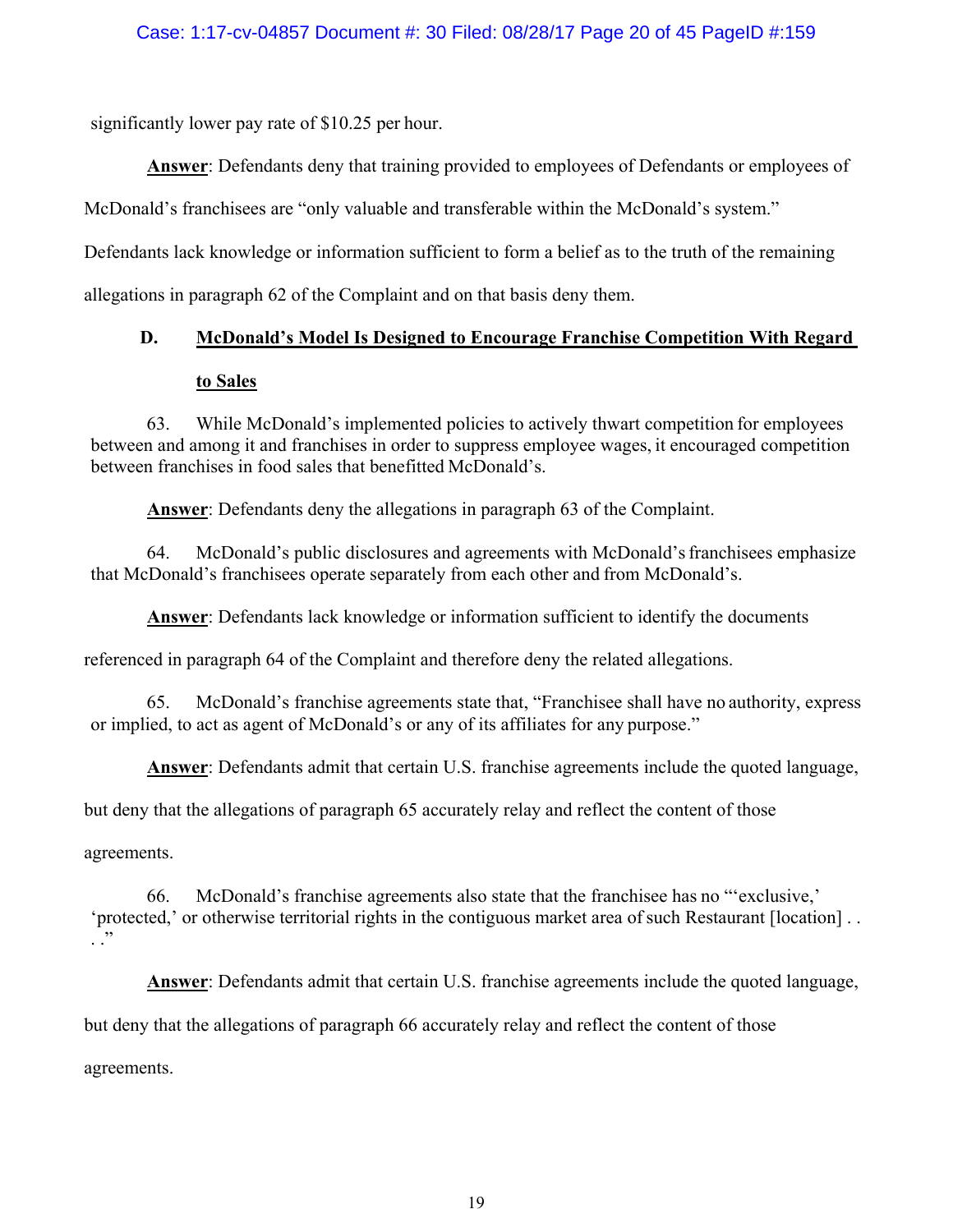significantly lower pay rate of $10.25 per hour.

**Answer**: Defendants deny that training provided to employees of Defendants or employees of McDonald's franchisees are "only valuable and transferable within the McDonald's system." Defendants lack knowledge or information sufficient to form a belief as to the truth of the remaining allegations in paragraph 62 of the Complaint and on that basis deny them.

### D. McDonald's Model Is Designed to Encourage Franchise Competition With Regard to Sales

63. While McDonald's implemented policies to actively thwart competition for employees between and among it and franchises in order to suppress employee wages, it encouraged competition between franchises in food sales that benefitted McDonald's.

**Answer**: Defendants deny the allegations in paragraph 63 of the Complaint.

64. McDonald's public disclosures and agreements with McDonald's franchisees emphasize that McDonald's franchisees operate separately from each other and from McDonald's.

**Answer**: Defendants lack knowledge or information sufficient to identify the documents referenced in paragraph 64 of the Complaint and therefore deny the related allegations.

65. McDonald's franchise agreements state that, "Franchisee shall have no authority, express or implied, to act as agent of McDonald's or any of its affiliates for any purpose."

**Answer**: Defendants admit that certain U.S. franchise agreements include the quoted language, but deny that the allegations of paragraph 65 accurately relay and reflect the content of those agreements.

66. McDonald's franchise agreements also state that the franchisee has no "'exclusive,' 'protected,' or otherwise territorial rights in the contiguous market area of such Restaurant [location] . . . ."

**Answer**: Defendants admit that certain U.S. franchise agreements include the quoted language, but deny that the allegations of paragraph 66 accurately relay and reflect the content of those agreements.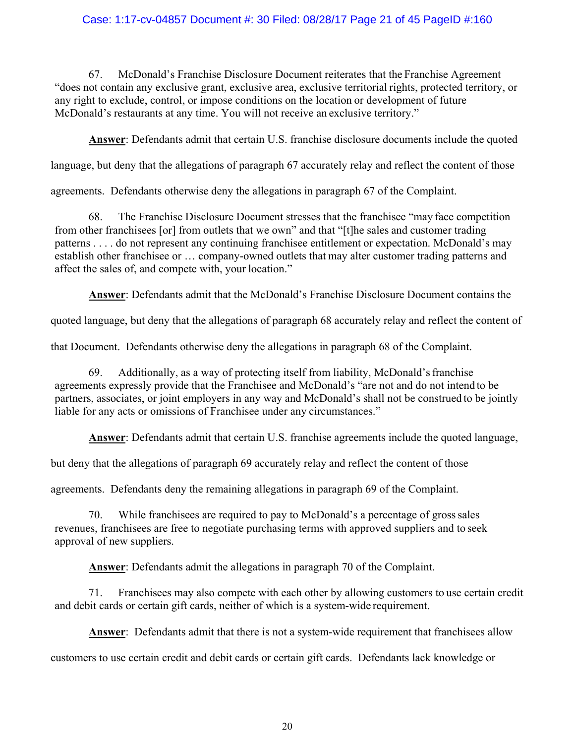67. McDonald's Franchise Disclosure Document reiterates that the Franchise Agreement "does not contain any exclusive grant, exclusive area, exclusive territorial rights, protected territory, or any right to exclude, control, or impose conditions on the location or development of future McDonald's restaurants at any time. You will not receive an exclusive territory."

**Answer**: Defendants admit that certain U.S. franchise disclosure documents include the quoted language, but deny that the allegations of paragraph 67 accurately relay and reflect the content of those agreements. Defendants otherwise deny the allegations in paragraph 67 of the Complaint.

68. The Franchise Disclosure Document stresses that the franchisee "may face competition from other franchisees [or] from outlets that we own" and that "[t]he sales and customer trading patterns . . . . do not represent any continuing franchisee entitlement or expectation. McDonald's may establish other franchisee or … company-owned outlets that may alter customer trading patterns and affect the sales of, and compete with, your location."

**Answer**: Defendants admit that the McDonald's Franchise Disclosure Document contains the quoted language, but deny that the allegations of paragraph 68 accurately relay and reflect the content of that Document. Defendants otherwise deny the allegations in paragraph 68 of the Complaint.

69. Additionally, as a way of protecting itself from liability, McDonald's franchise agreements expressly provide that the Franchisee and McDonald's "are not and do not intend to be partners, associates, or joint employers in any way and McDonald's shall not be construed to be jointly liable for any acts or omissions of Franchisee under any circumstances."

**Answer**: Defendants admit that certain U.S. franchise agreements include the quoted language, but deny that the allegations of paragraph 69 accurately relay and reflect the content of those agreements. Defendants deny the remaining allegations in paragraph 69 of the Complaint.

70. While franchisees are required to pay to McDonald's a percentage of gross sales revenues, franchisees are free to negotiate purchasing terms with approved suppliers and to seek approval of new suppliers.

**Answer**: Defendants admit the allegations in paragraph 70 of the Complaint.

71. Franchisees may also compete with each other by allowing customers to use certain credit and debit cards or certain gift cards, neither of which is a system-wide requirement.

**Answer**: Defendants admit that there is not a system-wide requirement that franchisees allow customers to use certain credit and debit cards or certain gift cards. Defendants lack knowledge or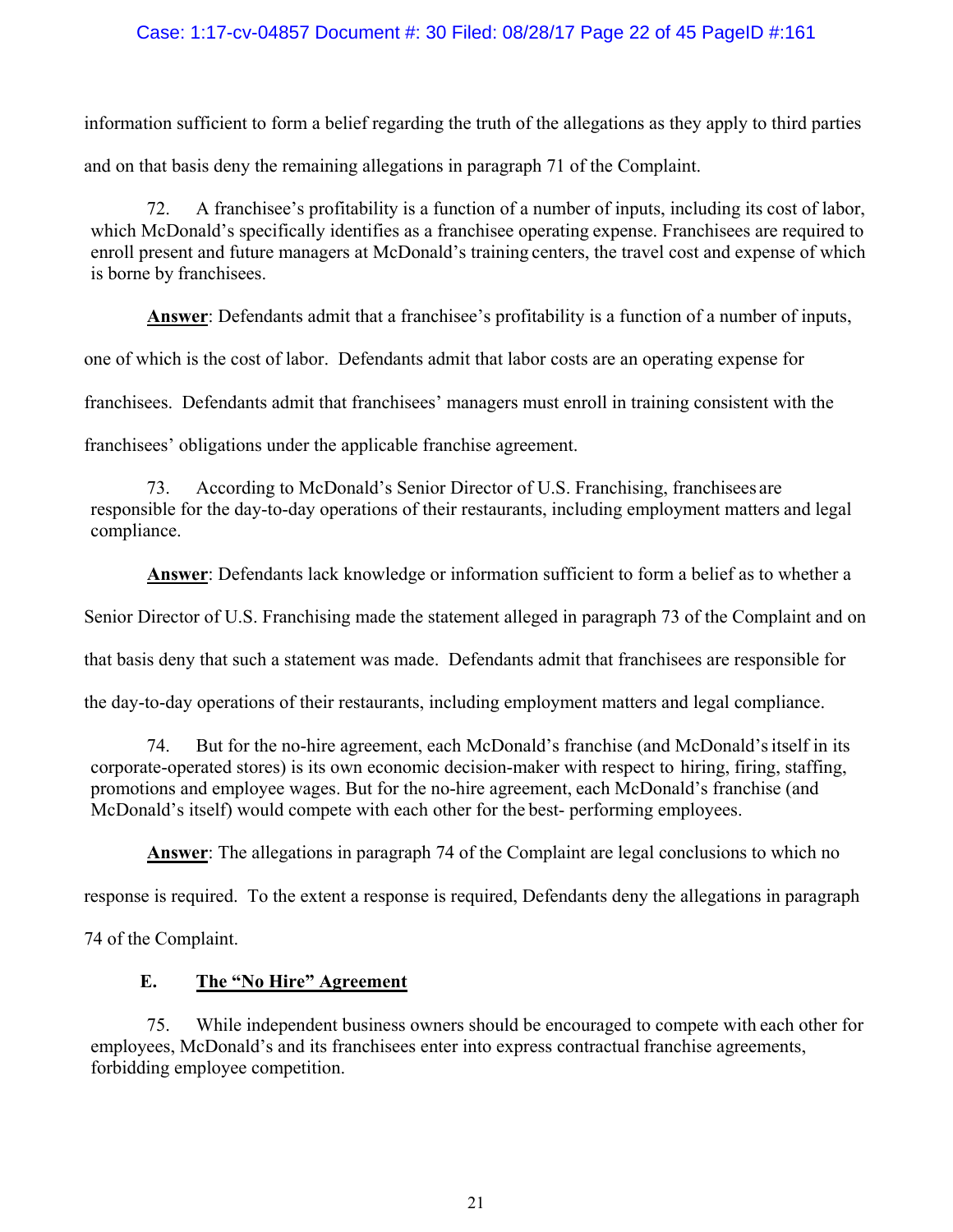information sufficient to form a belief regarding the truth of the allegations as they apply to third parties and on that basis deny the remaining allegations in paragraph 71 of the Complaint.

72. A franchisee's profitability is a function of a number of inputs, including its cost of labor, which McDonald's specifically identifies as a franchisee operating expense. Franchisees are required to enroll present and future managers at McDonald's training centers, the travel cost and expense of which is borne by franchisees.

**Answer**: Defendants admit that a franchisee's profitability is a function of a number of inputs, one of which is the cost of labor. Defendants admit that labor costs are an operating expense for franchisees. Defendants admit that franchisees' managers must enroll in training consistent with the franchisees' obligations under the applicable franchise agreement.

73. According to McDonald's Senior Director of U.S. Franchising, franchisees are responsible for the day-to-day operations of their restaurants, including employment matters and legal compliance.

**Answer**: Defendants lack knowledge or information sufficient to form a belief as to whether a Senior Director of U.S. Franchising made the statement alleged in paragraph 73 of the Complaint and on that basis deny that such a statement was made. Defendants admit that franchisees are responsible for the day-to-day operations of their restaurants, including employment matters and legal compliance.

74. But for the no-hire agreement, each McDonald's franchise (and McDonald's itself in its corporate-operated stores) is its own economic decision-maker with respect to hiring, firing, staffing, promotions and employee wages. But for the no-hire agreement, each McDonald's franchise (and McDonald's itself) would compete with each other for the best- performing employees.

**Answer**: The allegations in paragraph 74 of the Complaint are legal conclusions to which no response is required. To the extent a response is required, Defendants deny the allegations in paragraph 74 of the Complaint.

### E. The "No Hire" Agreement

75. While independent business owners should be encouraged to compete with each other for employees, McDonald's and its franchisees enter into express contractual franchise agreements, forbidding employee competition.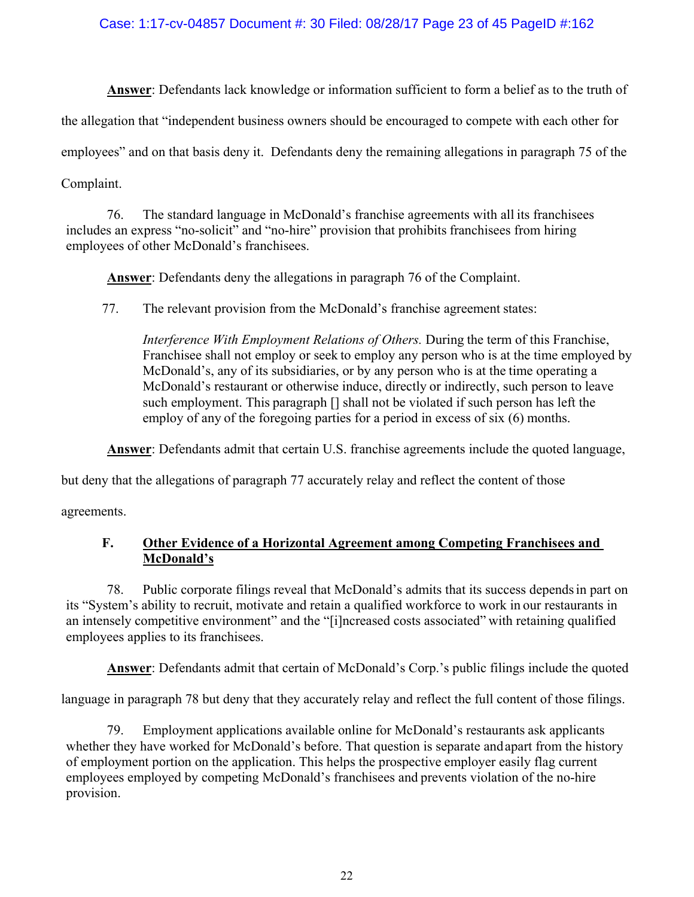**Answer**: Defendants lack knowledge or information sufficient to form a belief as to the truth of the allegation that "independent business owners should be encouraged to compete with each other for employees" and on that basis deny it. Defendants deny the remaining allegations in paragraph 75 of the Complaint.

76. The standard language in McDonald's franchise agreements with all its franchisees includes an express "no-solicit" and "no-hire" provision that prohibits franchisees from hiring employees of other McDonald's franchisees.

**Answer**: Defendants deny the allegations in paragraph 76 of the Complaint.

77. The relevant provision from the McDonald's franchise agreement states:

> *Interference With Employment Relations of Others.* During the term of this Franchise, Franchisee shall not employ or seek to employ any person who is at the time employed by McDonald's, any of its subsidiaries, or by any person who is at the time operating a McDonald's restaurant or otherwise induce, directly or indirectly, such person to leave such employment. This paragraph [] shall not be violated if such person has left the employ of any of the foregoing parties for a period in excess of six (6) months.

**Answer**: Defendants admit that certain U.S. franchise agreements include the quoted language, but deny that the allegations of paragraph 77 accurately relay and reflect the content of those agreements.

### F. Other Evidence of a Horizontal Agreement among Competing Franchisees and McDonald's

78. Public corporate filings reveal that McDonald's admits that its success depends in part on its "System's ability to recruit, motivate and retain a qualified workforce to work in our restaurants in an intensely competitive environment" and the "[i]ncreased costs associated" with retaining qualified employees applies to its franchisees.

**Answer**: Defendants admit that certain of McDonald's Corp.'s public filings include the quoted language in paragraph 78 but deny that they accurately relay and reflect the full content of those filings.

79. Employment applications available online for McDonald's restaurants ask applicants whether they have worked for McDonald's before. That question is separate and apart from the history of employment portion on the application. This helps the prospective employer easily flag current employees employed by competing McDonald's franchisees and prevents violation of the no-hire provision.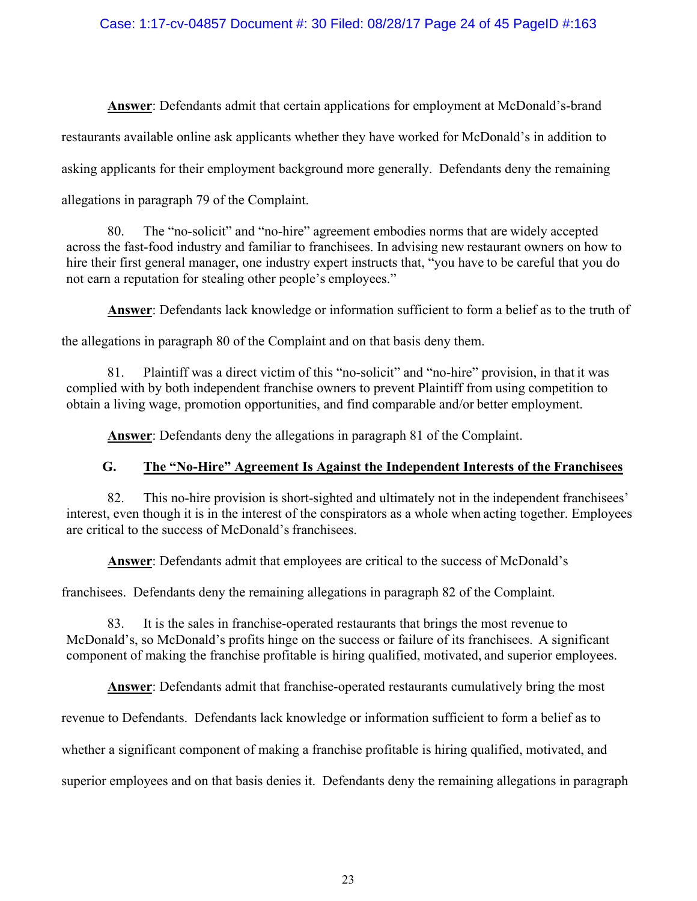**Answer**: Defendants admit that certain applications for employment at McDonald's-brand restaurants available online ask applicants whether they have worked for McDonald's in addition to asking applicants for their employment background more generally. Defendants deny the remaining allegations in paragraph 79 of the Complaint.

80. The "no-solicit" and "no-hire" agreement embodies norms that are widely accepted across the fast-food industry and familiar to franchisees. In advising new restaurant owners on how to hire their first general manager, one industry expert instructs that, "you have to be careful that you do not earn a reputation for stealing other people's employees."

**Answer**: Defendants lack knowledge or information sufficient to form a belief as to the truth of the allegations in paragraph 80 of the Complaint and on that basis deny them.

81. Plaintiff was a direct victim of this "no-solicit" and "no-hire" provision, in that it was complied with by both independent franchise owners to prevent Plaintiff from using competition to obtain a living wage, promotion opportunities, and find comparable and/or better employment.

**Answer**: Defendants deny the allegations in paragraph 81 of the Complaint.

### G. The "No-Hire" Agreement Is Against the Independent Interests of the Franchisees

82. This no-hire provision is short-sighted and ultimately not in the independent franchisees' interest, even though it is in the interest of the conspirators as a whole when acting together. Employees are critical to the success of McDonald's franchisees.

**Answer**: Defendants admit that employees are critical to the success of McDonald's franchisees. Defendants deny the remaining allegations in paragraph 82 of the Complaint.

83. It is the sales in franchise-operated restaurants that brings the most revenue to McDonald's, so McDonald's profits hinge on the success or failure of its franchisees. A significant component of making the franchise profitable is hiring qualified, motivated, and superior employees.

**Answer**: Defendants admit that franchise-operated restaurants cumulatively bring the most revenue to Defendants. Defendants lack knowledge or information sufficient to form a belief as to whether a significant component of making a franchise profitable is hiring qualified, motivated, and superior employees and on that basis denies it. Defendants deny the remaining allegations in paragraph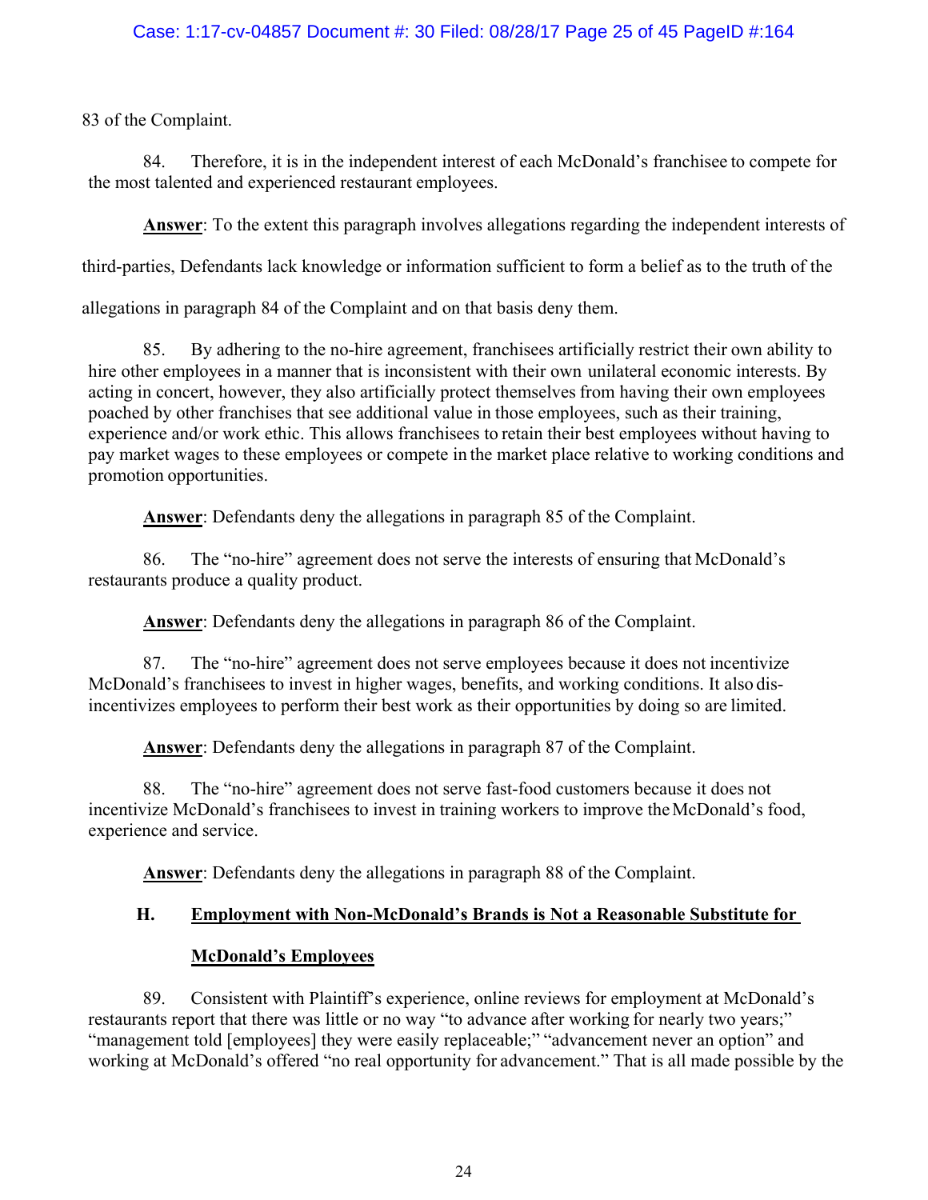83 of the Complaint.

84. Therefore, it is in the independent interest of each McDonald's franchisee to compete for the most talented and experienced restaurant employees.

**Answer**: To the extent this paragraph involves allegations regarding the independent interests of third-parties, Defendants lack knowledge or information sufficient to form a belief as to the truth of the allegations in paragraph 84 of the Complaint and on that basis deny them.

85. By adhering to the no-hire agreement, franchisees artificially restrict their own ability to hire other employees in a manner that is inconsistent with their own unilateral economic interests. By acting in concert, however, they also artificially protect themselves from having their own employees poached by other franchises that see additional value in those employees, such as their training, experience and/or work ethic. This allows franchisees to retain their best employees without having to pay market wages to these employees or compete in the market place relative to working conditions and promotion opportunities.

**Answer**: Defendants deny the allegations in paragraph 85 of the Complaint.

86. The "no-hire" agreement does not serve the interests of ensuring that McDonald's restaurants produce a quality product.

**Answer**: Defendants deny the allegations in paragraph 86 of the Complaint.

87. The "no-hire" agreement does not serve employees because it does not incentivize McDonald's franchisees to invest in higher wages, benefits, and working conditions. It also dis-incentivizes employees to perform their best work as their opportunities by doing so are limited.

**Answer**: Defendants deny the allegations in paragraph 87 of the Complaint.

88. The "no-hire" agreement does not serve fast-food customers because it does not incentivize McDonald's franchisees to invest in training workers to improve the McDonald's food, experience and service.

**Answer**: Defendants deny the allegations in paragraph 88 of the Complaint.

### H. Employment with Non-McDonald's Brands is Not a Reasonable Substitute for McDonald's Employees

89. Consistent with Plaintiff's experience, online reviews for employment at McDonald's restaurants report that there was little or no way "to advance after working for nearly two years;" "management told [employees] they were easily replaceable;" "advancement never an option" and working at McDonald's offered "no real opportunity for advancement." That is all made possible by the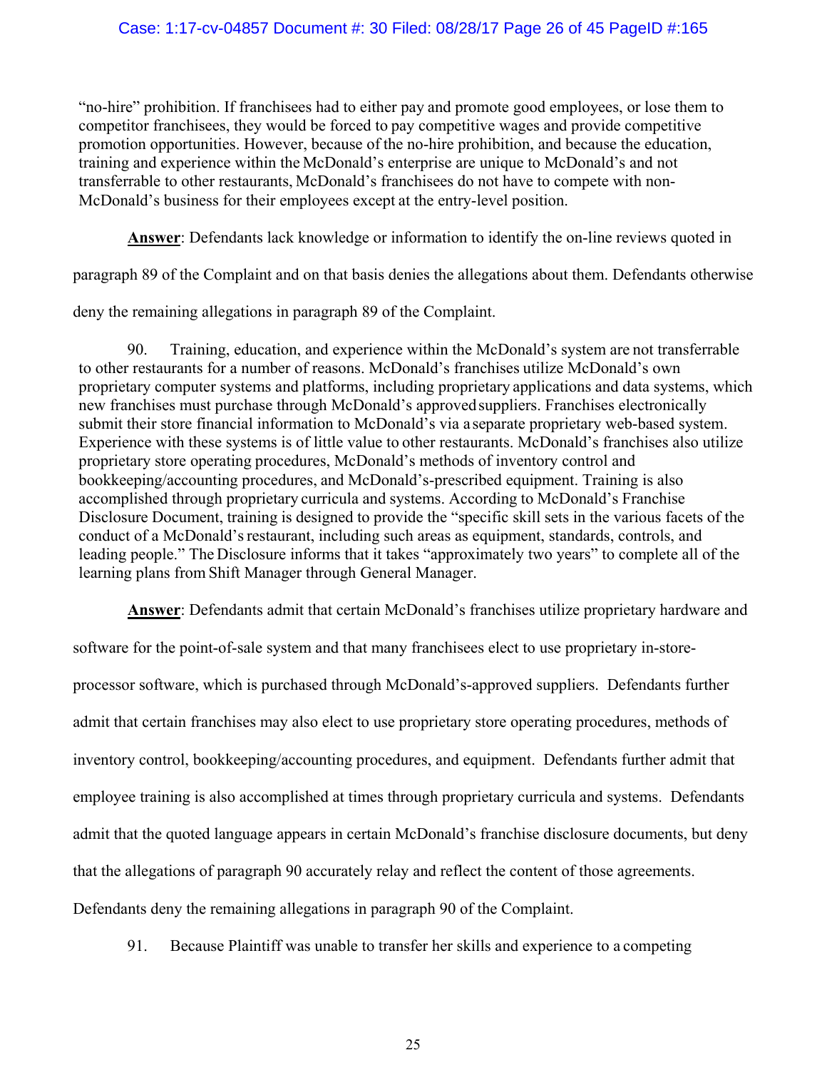"no-hire" prohibition. If franchisees had to either pay and promote good employees, or lose them to competitor franchisees, they would be forced to pay competitive wages and provide competitive promotion opportunities. However, because of the no-hire prohibition, and because the education, training and experience within the McDonald's enterprise are unique to McDonald's and not transferrable to other restaurants, McDonald's franchisees do not have to compete with non-McDonald's business for their employees except at the entry-level position.

**Answer**: Defendants lack knowledge or information to identify the on-line reviews quoted in paragraph 89 of the Complaint and on that basis denies the allegations about them. Defendants otherwise deny the remaining allegations in paragraph 89 of the Complaint.

90. Training, education, and experience within the McDonald's system are not transferrable to other restaurants for a number of reasons. McDonald's franchises utilize McDonald's own proprietary computer systems and platforms, including proprietary applications and data systems, which new franchises must purchase through McDonald's approved suppliers. Franchises electronically submit their store financial information to McDonald's via a separate proprietary web-based system. Experience with these systems is of little value to other restaurants. McDonald's franchises also utilize proprietary store operating procedures, McDonald's methods of inventory control and bookkeeping/accounting procedures, and McDonald's-prescribed equipment. Training is also accomplished through proprietary curricula and systems. According to McDonald's Franchise Disclosure Document, training is designed to provide the "specific skill sets in the various facets of the conduct of a McDonald's restaurant, including such areas as equipment, standards, controls, and leading people." The Disclosure informs that it takes "approximately two years" to complete all of the learning plans from Shift Manager through General Manager.

**Answer**: Defendants admit that certain McDonald's franchises utilize proprietary hardware and software for the point-of-sale system and that many franchisees elect to use proprietary in-store-processor software, which is purchased through McDonald's-approved suppliers. Defendants further admit that certain franchises may also elect to use proprietary store operating procedures, methods of inventory control, bookkeeping/accounting procedures, and equipment. Defendants further admit that employee training is also accomplished at times through proprietary curricula and systems. Defendants admit that the quoted language appears in certain McDonald's franchise disclosure documents, but deny that the allegations of paragraph 90 accurately relay and reflect the content of those agreements. Defendants deny the remaining allegations in paragraph 90 of the Complaint.

91. Because Plaintiff was unable to transfer her skills and experience to a competing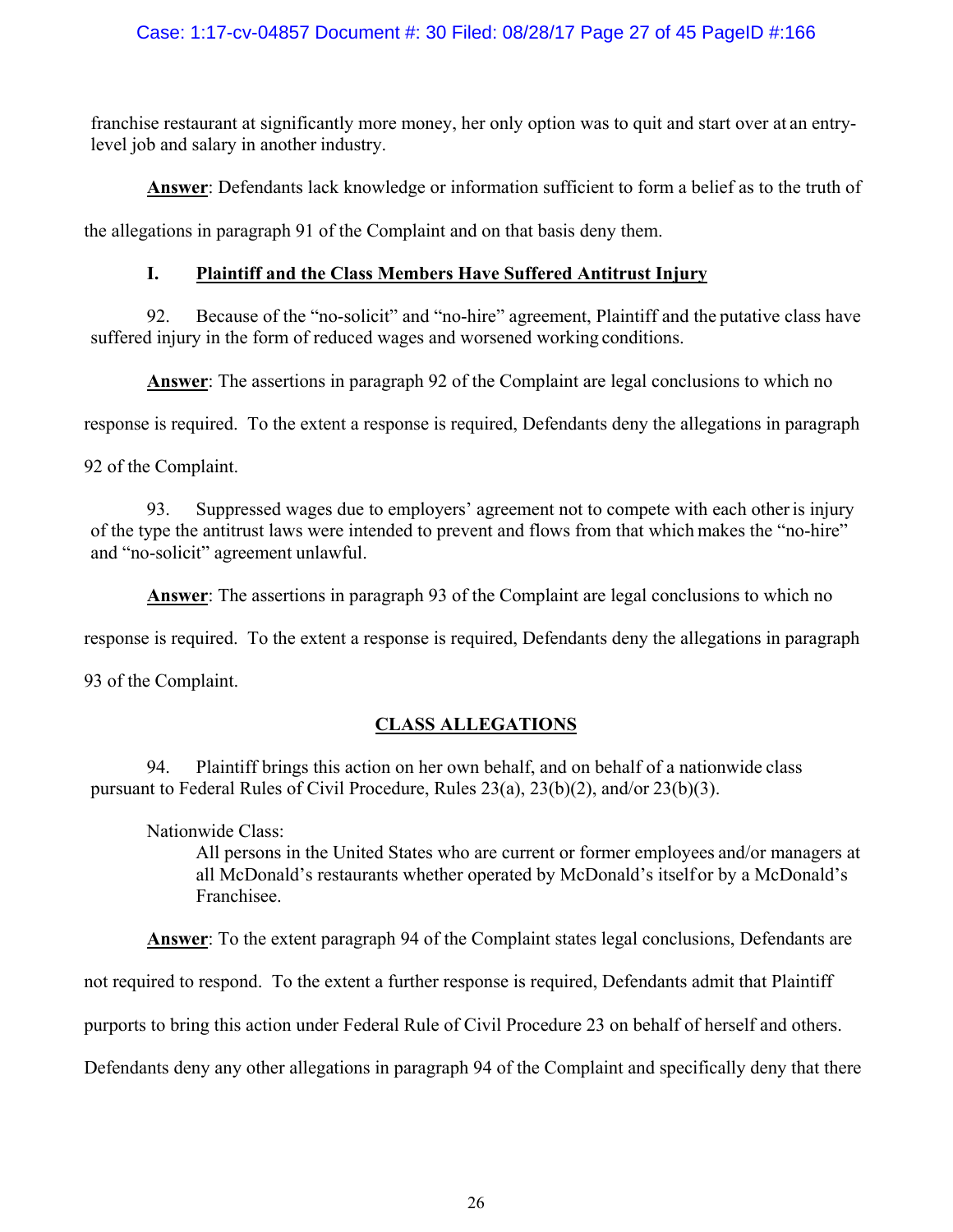franchise restaurant at significantly more money, her only option was to quit and start over at an entry-level job and salary in another industry.

**Answer**: Defendants lack knowledge or information sufficient to form a belief as to the truth of the allegations in paragraph 91 of the Complaint and on that basis deny them.

### I. Plaintiff and the Class Members Have Suffered Antitrust Injury

92. Because of the "no-solicit" and "no-hire" agreement, Plaintiff and the putative class have suffered injury in the form of reduced wages and worsened working conditions.

**Answer**: The assertions in paragraph 92 of the Complaint are legal conclusions to which no response is required. To the extent a response is required, Defendants deny the allegations in paragraph 92 of the Complaint.

93. Suppressed wages due to employers' agreement not to compete with each other is injury of the type the antitrust laws were intended to prevent and flows from that which makes the "no-hire" and "no-solicit" agreement unlawful.

**Answer**: The assertions in paragraph 93 of the Complaint are legal conclusions to which no response is required. To the extent a response is required, Defendants deny the allegations in paragraph 93 of the Complaint.

## CLASS ALLEGATIONS

94. Plaintiff brings this action on her own behalf, and on behalf of a nationwide class pursuant to Federal Rules of Civil Procedure, Rules 23(a), 23(b)(2), and/or 23(b)(3).

Nationwide Class:

> All persons in the United States who are current or former employees and/or managers at all McDonald's restaurants whether operated by McDonald's itself or by a McDonald's Franchisee.

**Answer**: To the extent paragraph 94 of the Complaint states legal conclusions, Defendants are not required to respond. To the extent a further response is required, Defendants admit that Plaintiff purports to bring this action under Federal Rule of Civil Procedure 23 on behalf of herself and others. Defendants deny any other allegations in paragraph 94 of the Complaint and specifically deny that there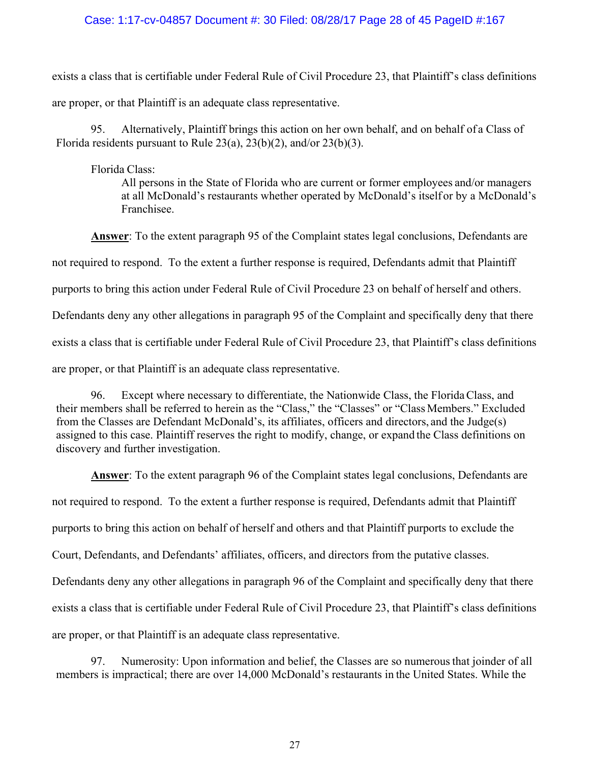exists a class that is certifiable under Federal Rule of Civil Procedure 23, that Plaintiff's class definitions are proper, or that Plaintiff is an adequate class representative.

95. Alternatively, Plaintiff brings this action on her own behalf, and on behalf of a Class of Florida residents pursuant to Rule 23(a), 23(b)(2), and/or 23(b)(3).

> Florida Class:
>
> All persons in the State of Florida who are current or former employees and/or managers at all McDonald's restaurants whether operated by McDonald's itself or by a McDonald's Franchisee.

**Answer**: To the extent paragraph 95 of the Complaint states legal conclusions, Defendants are not required to respond. To the extent a further response is required, Defendants admit that Plaintiff purports to bring this action under Federal Rule of Civil Procedure 23 on behalf of herself and others. Defendants deny any other allegations in paragraph 95 of the Complaint and specifically deny that there exists a class that is certifiable under Federal Rule of Civil Procedure 23, that Plaintiff's class definitions are proper, or that Plaintiff is an adequate class representative.

96. Except where necessary to differentiate, the Nationwide Class, the Florida Class, and their members shall be referred to herein as the "Class," the "Classes" or "Class Members." Excluded from the Classes are Defendant McDonald's, its affiliates, officers and directors, and the Judge(s) assigned to this case. Plaintiff reserves the right to modify, change, or expand the Class definitions on discovery and further investigation.

**Answer**: To the extent paragraph 96 of the Complaint states legal conclusions, Defendants are not required to respond. To the extent a further response is required, Defendants admit that Plaintiff purports to bring this action on behalf of herself and others and that Plaintiff purports to exclude the Court, Defendants, and Defendants' affiliates, officers, and directors from the putative classes. Defendants deny any other allegations in paragraph 96 of the Complaint and specifically deny that there exists a class that is certifiable under Federal Rule of Civil Procedure 23, that Plaintiff's class definitions are proper, or that Plaintiff is an adequate class representative.

97. Numerosity: Upon information and belief, the Classes are so numerous that joinder of all members is impractical; there are over 14,000 McDonald's restaurants in the United States. While the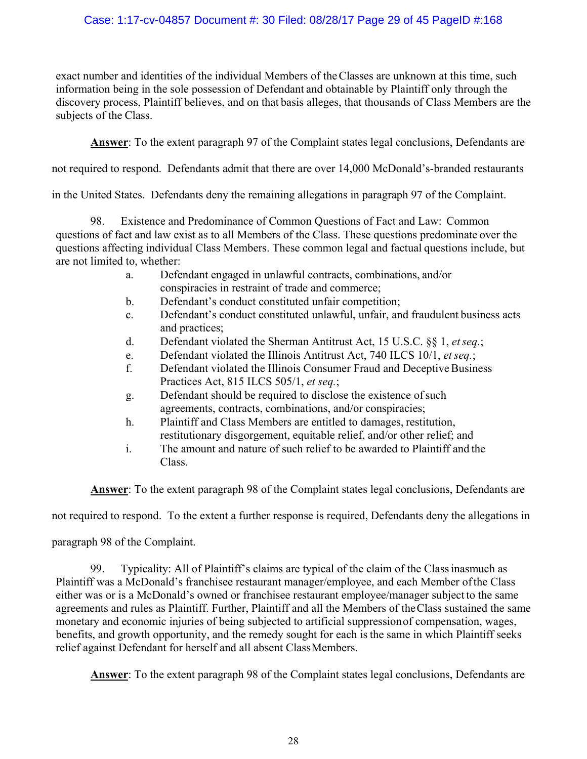exact number and identities of the individual Members of the Classes are unknown at this time, such information being in the sole possession of Defendant and obtainable by Plaintiff only through the discovery process, Plaintiff believes, and on that basis alleges, that thousands of Class Members are the subjects of the Class.

**Answer**: To the extent paragraph 97 of the Complaint states legal conclusions, Defendants are not required to respond. Defendants admit that there are over 14,000 McDonald's-branded restaurants in the United States. Defendants deny the remaining allegations in paragraph 97 of the Complaint.

98. Existence and Predominance of Common Questions of Fact and Law: Common questions of fact and law exist as to all Members of the Class. These questions predominate over the questions affecting individual Class Members. These common legal and factual questions include, but are not limited to, whether:

a. Defendant engaged in unlawful contracts, combinations, and/or conspiracies in restraint of trade and commerce;
b. Defendant's conduct constituted unfair competition;
c. Defendant's conduct constituted unlawful, unfair, and fraudulent business acts and practices;
d. Defendant violated the Sherman Antitrust Act, 15 U.S.C. §§ 1, *et seq.*;
e. Defendant violated the Illinois Antitrust Act, 740 ILCS 10/1, *et seq.*;
f. Defendant violated the Illinois Consumer Fraud and Deceptive Business Practices Act, 815 ILCS 505/1, *et seq.*;
g. Defendant should be required to disclose the existence of such agreements, contracts, combinations, and/or conspiracies;
h. Plaintiff and Class Members are entitled to damages, restitution, restitutionary disgorgement, equitable relief, and/or other relief; and
i. The amount and nature of such relief to be awarded to Plaintiff and the Class.

**Answer**: To the extent paragraph 98 of the Complaint states legal conclusions, Defendants are not required to respond. To the extent a further response is required, Defendants deny the allegations in paragraph 98 of the Complaint.

99. Typicality: All of Plaintiff's claims are typical of the claim of the Class inasmuch as Plaintiff was a McDonald's franchisee restaurant manager/employee, and each Member of the Class either was or is a McDonald's owned or franchisee restaurant employee/manager subject to the same agreements and rules as Plaintiff. Further, Plaintiff and all the Members of the Class sustained the same monetary and economic injuries of being subjected to artificial suppression of compensation, wages, benefits, and growth opportunity, and the remedy sought for each is the same in which Plaintiff seeks relief against Defendant for herself and all absent Class Members.

**Answer**: To the extent paragraph 98 of the Complaint states legal conclusions, Defendants are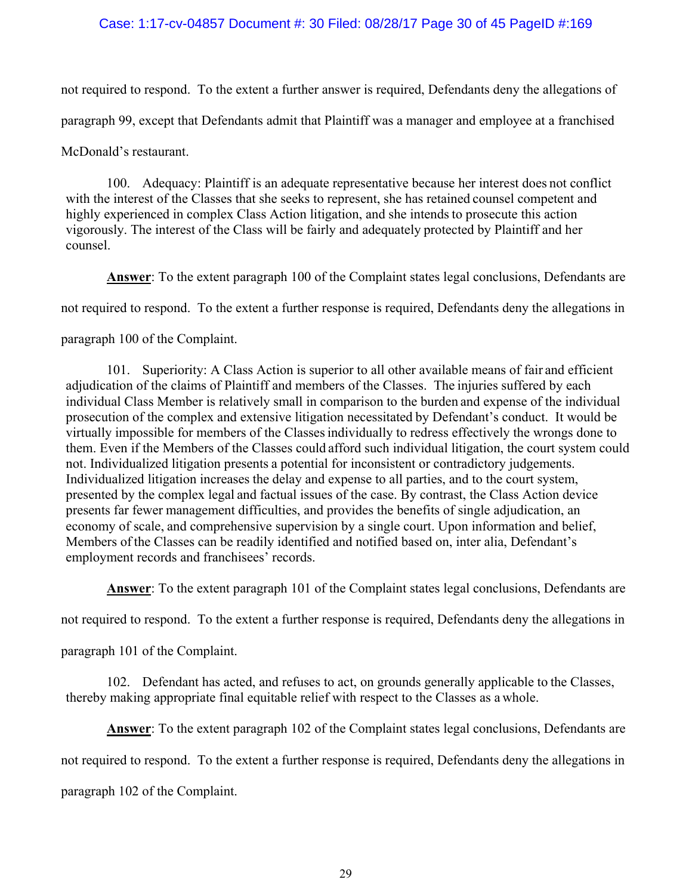not required to respond. To the extent a further answer is required, Defendants deny the allegations of paragraph 99, except that Defendants admit that Plaintiff was a manager and employee at a franchised McDonald's restaurant.

> 100. Adequacy: Plaintiff is an adequate representative because her interest does not conflict with the interest of the Classes that she seeks to represent, she has retained counsel competent and highly experienced in complex Class Action litigation, and she intends to prosecute this action vigorously. The interest of the Class will be fairly and adequately protected by Plaintiff and her counsel.

**Answer**: To the extent paragraph 100 of the Complaint states legal conclusions, Defendants are not required to respond. To the extent a further response is required, Defendants deny the allegations in paragraph 100 of the Complaint.

> 101. Superiority: A Class Action is superior to all other available means of fair and efficient adjudication of the claims of Plaintiff and members of the Classes. The injuries suffered by each individual Class Member is relatively small in comparison to the burden and expense of the individual prosecution of the complex and extensive litigation necessitated by Defendant's conduct. It would be virtually impossible for members of the Classes individually to redress effectively the wrongs done to them. Even if the Members of the Classes could afford such individual litigation, the court system could not. Individualized litigation presents a potential for inconsistent or contradictory judgements. Individualized litigation increases the delay and expense to all parties, and to the court system, presented by the complex legal and factual issues of the case. By contrast, the Class Action device presents far fewer management difficulties, and provides the benefits of single adjudication, an economy of scale, and comprehensive supervision by a single court. Upon information and belief, Members of the Classes can be readily identified and notified based on, inter alia, Defendant's employment records and franchisees' records.

**Answer**: To the extent paragraph 101 of the Complaint states legal conclusions, Defendants are not required to respond. To the extent a further response is required, Defendants deny the allegations in paragraph 101 of the Complaint.

> 102. Defendant has acted, and refuses to act, on grounds generally applicable to the Classes, thereby making appropriate final equitable relief with respect to the Classes as a whole.

**Answer**: To the extent paragraph 102 of the Complaint states legal conclusions, Defendants are not required to respond. To the extent a further response is required, Defendants deny the allegations in paragraph 102 of the Complaint.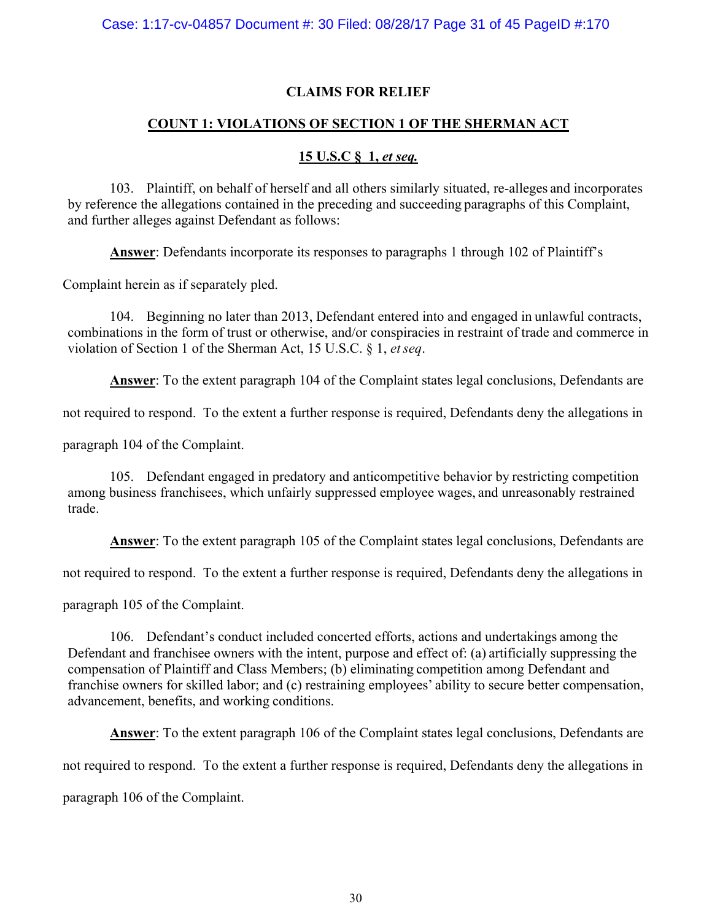## CLAIMS FOR RELIEF

### COUNT 1: VIOLATIONS OF SECTION 1 OF THE SHERMAN ACT

### 15 U.S.C § 1, *et seq.*

103. Plaintiff, on behalf of herself and all others similarly situated, re-alleges and incorporates by reference the allegations contained in the preceding and succeeding paragraphs of this Complaint, and further alleges against Defendant as follows:

**Answer**: Defendants incorporate its responses to paragraphs 1 through 102 of Plaintiff's Complaint herein as if separately pled.

104. Beginning no later than 2013, Defendant entered into and engaged in unlawful contracts, combinations in the form of trust or otherwise, and/or conspiracies in restraint of trade and commerce in violation of Section 1 of the Sherman Act, 15 U.S.C. § 1, *et seq*.

**Answer**: To the extent paragraph 104 of the Complaint states legal conclusions, Defendants are not required to respond. To the extent a further response is required, Defendants deny the allegations in paragraph 104 of the Complaint.

105. Defendant engaged in predatory and anticompetitive behavior by restricting competition among business franchisees, which unfairly suppressed employee wages, and unreasonably restrained trade.

**Answer**: To the extent paragraph 105 of the Complaint states legal conclusions, Defendants are not required to respond. To the extent a further response is required, Defendants deny the allegations in paragraph 105 of the Complaint.

106. Defendant's conduct included concerted efforts, actions and undertakings among the Defendant and franchisee owners with the intent, purpose and effect of: (a) artificially suppressing the compensation of Plaintiff and Class Members; (b) eliminating competition among Defendant and franchise owners for skilled labor; and (c) restraining employees' ability to secure better compensation, advancement, benefits, and working conditions.

**Answer**: To the extent paragraph 106 of the Complaint states legal conclusions, Defendants are not required to respond. To the extent a further response is required, Defendants deny the allegations in paragraph 106 of the Complaint.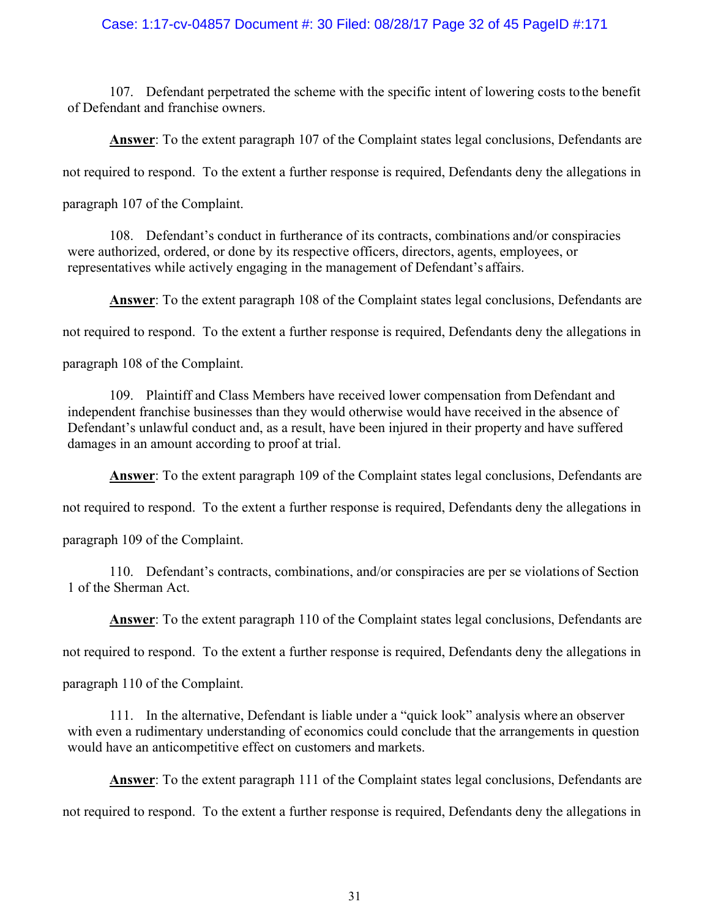107. Defendant perpetrated the scheme with the specific intent of lowering costs to the benefit of Defendant and franchise owners.

**Answer**: To the extent paragraph 107 of the Complaint states legal conclusions, Defendants are not required to respond. To the extent a further response is required, Defendants deny the allegations in paragraph 107 of the Complaint.

108. Defendant's conduct in furtherance of its contracts, combinations and/or conspiracies were authorized, ordered, or done by its respective officers, directors, agents, employees, or representatives while actively engaging in the management of Defendant's affairs.

**Answer**: To the extent paragraph 108 of the Complaint states legal conclusions, Defendants are not required to respond. To the extent a further response is required, Defendants deny the allegations in paragraph 108 of the Complaint.

109. Plaintiff and Class Members have received lower compensation from Defendant and independent franchise businesses than they would otherwise would have received in the absence of Defendant's unlawful conduct and, as a result, have been injured in their property and have suffered damages in an amount according to proof at trial.

**Answer**: To the extent paragraph 109 of the Complaint states legal conclusions, Defendants are not required to respond. To the extent a further response is required, Defendants deny the allegations in paragraph 109 of the Complaint.

110. Defendant's contracts, combinations, and/or conspiracies are per se violations of Section 1 of the Sherman Act.

**Answer**: To the extent paragraph 110 of the Complaint states legal conclusions, Defendants are not required to respond. To the extent a further response is required, Defendants deny the allegations in paragraph 110 of the Complaint.

111. In the alternative, Defendant is liable under a "quick look" analysis where an observer with even a rudimentary understanding of economics could conclude that the arrangements in question would have an anticompetitive effect on customers and markets.

**Answer**: To the extent paragraph 111 of the Complaint states legal conclusions, Defendants are not required to respond. To the extent a further response is required, Defendants deny the allegations in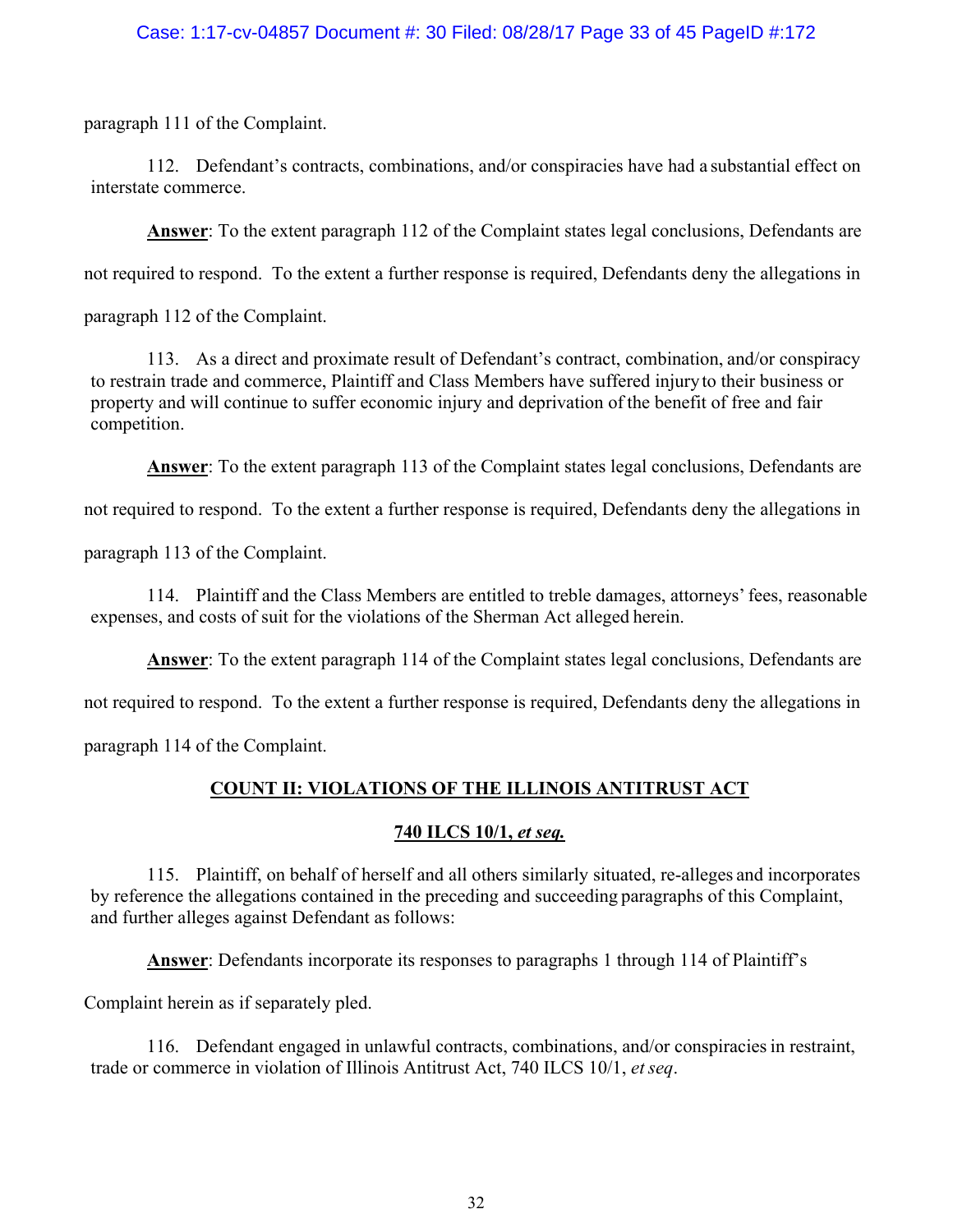paragraph 111 of the Complaint.

112. Defendant's contracts, combinations, and/or conspiracies have had a substantial effect on interstate commerce.

**Answer**: To the extent paragraph 112 of the Complaint states legal conclusions, Defendants are not required to respond. To the extent a further response is required, Defendants deny the allegations in paragraph 112 of the Complaint.

113. As a direct and proximate result of Defendant's contract, combination, and/or conspiracy to restrain trade and commerce, Plaintiff and Class Members have suffered injury to their business or property and will continue to suffer economic injury and deprivation of the benefit of free and fair competition.

**Answer**: To the extent paragraph 113 of the Complaint states legal conclusions, Defendants are not required to respond. To the extent a further response is required, Defendants deny the allegations in paragraph 113 of the Complaint.

114. Plaintiff and the Class Members are entitled to treble damages, attorneys' fees, reasonable expenses, and costs of suit for the violations of the Sherman Act alleged herein.

**Answer**: To the extent paragraph 114 of the Complaint states legal conclusions, Defendants are not required to respond. To the extent a further response is required, Defendants deny the allegations in paragraph 114 of the Complaint.

## COUNT II: VIOLATIONS OF THE ILLINOIS ANTITRUST ACT

## 740 ILCS 10/1, *et seq.*

115. Plaintiff, on behalf of herself and all others similarly situated, re-alleges and incorporates by reference the allegations contained in the preceding and succeeding paragraphs of this Complaint, and further alleges against Defendant as follows:

**Answer**: Defendants incorporate its responses to paragraphs 1 through 114 of Plaintiff's Complaint herein as if separately pled.

116. Defendant engaged in unlawful contracts, combinations, and/or conspiracies in restraint, trade or commerce in violation of Illinois Antitrust Act, 740 ILCS 10/1, *et seq*.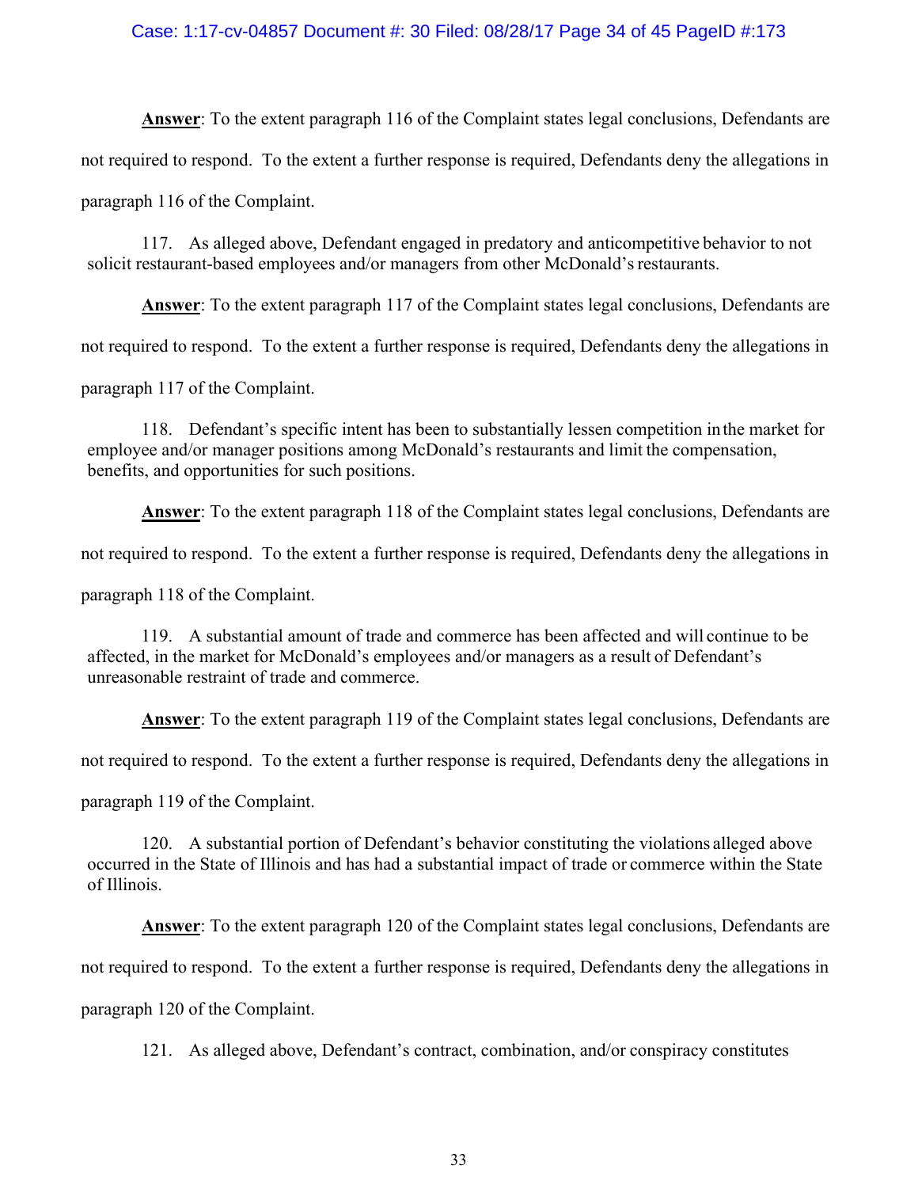**Answer**: To the extent paragraph 116 of the Complaint states legal conclusions, Defendants are not required to respond. To the extent a further response is required, Defendants deny the allegations in paragraph 116 of the Complaint.

117. As alleged above, Defendant engaged in predatory and anticompetitive behavior to not solicit restaurant-based employees and/or managers from other McDonald's restaurants.

**Answer**: To the extent paragraph 117 of the Complaint states legal conclusions, Defendants are not required to respond. To the extent a further response is required, Defendants deny the allegations in paragraph 117 of the Complaint.

118. Defendant's specific intent has been to substantially lessen competition in the market for employee and/or manager positions among McDonald's restaurants and limit the compensation, benefits, and opportunities for such positions.

**Answer**: To the extent paragraph 118 of the Complaint states legal conclusions, Defendants are not required to respond. To the extent a further response is required, Defendants deny the allegations in paragraph 118 of the Complaint.

119. A substantial amount of trade and commerce has been affected and will continue to be affected, in the market for McDonald's employees and/or managers as a result of Defendant's unreasonable restraint of trade and commerce.

**Answer**: To the extent paragraph 119 of the Complaint states legal conclusions, Defendants are not required to respond. To the extent a further response is required, Defendants deny the allegations in paragraph 119 of the Complaint.

120. A substantial portion of Defendant's behavior constituting the violations alleged above occurred in the State of Illinois and has had a substantial impact of trade or commerce within the State of Illinois.

**Answer**: To the extent paragraph 120 of the Complaint states legal conclusions, Defendants are not required to respond. To the extent a further response is required, Defendants deny the allegations in paragraph 120 of the Complaint.

121. As alleged above, Defendant's contract, combination, and/or conspiracy constitutes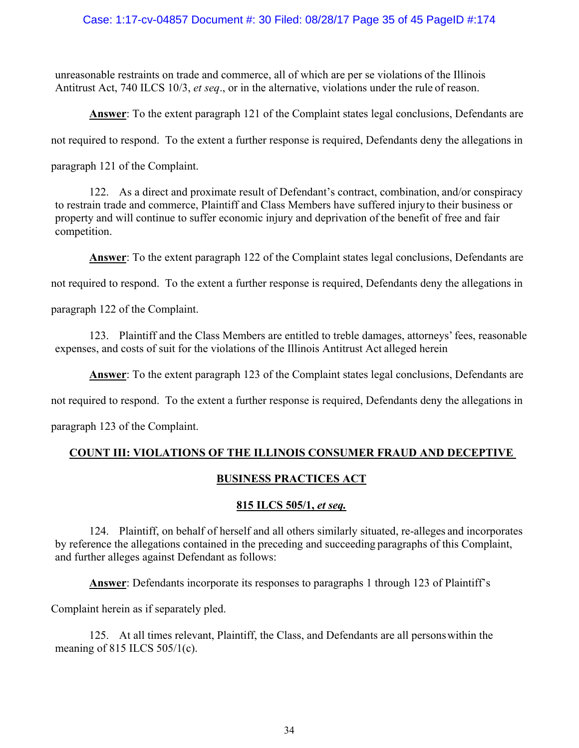unreasonable restraints on trade and commerce, all of which are per se violations of the Illinois Antitrust Act, 740 ILCS 10/3, *et seq*., or in the alternative, violations under the rule of reason.

**Answer**: To the extent paragraph 121 of the Complaint states legal conclusions, Defendants are not required to respond. To the extent a further response is required, Defendants deny the allegations in paragraph 121 of the Complaint.

122. As a direct and proximate result of Defendant's contract, combination, and/or conspiracy to restrain trade and commerce, Plaintiff and Class Members have suffered injury to their business or property and will continue to suffer economic injury and deprivation of the benefit of free and fair competition.

**Answer**: To the extent paragraph 122 of the Complaint states legal conclusions, Defendants are not required to respond. To the extent a further response is required, Defendants deny the allegations in paragraph 122 of the Complaint.

123. Plaintiff and the Class Members are entitled to treble damages, attorneys' fees, reasonable expenses, and costs of suit for the violations of the Illinois Antitrust Act alleged herein

**Answer**: To the extent paragraph 123 of the Complaint states legal conclusions, Defendants are not required to respond. To the extent a further response is required, Defendants deny the allegations in paragraph 123 of the Complaint.

## COUNT III: VIOLATIONS OF THE ILLINOIS CONSUMER FRAUD AND DECEPTIVE BUSINESS PRACTICES ACT

## 815 ILCS 505/1, *et seq.*

124. Plaintiff, on behalf of herself and all others similarly situated, re-alleges and incorporates by reference the allegations contained in the preceding and succeeding paragraphs of this Complaint, and further alleges against Defendant as follows:

**Answer**: Defendants incorporate its responses to paragraphs 1 through 123 of Plaintiff's Complaint herein as if separately pled.

125. At all times relevant, Plaintiff, the Class, and Defendants are all persons within the meaning of 815 ILCS 505/1(c).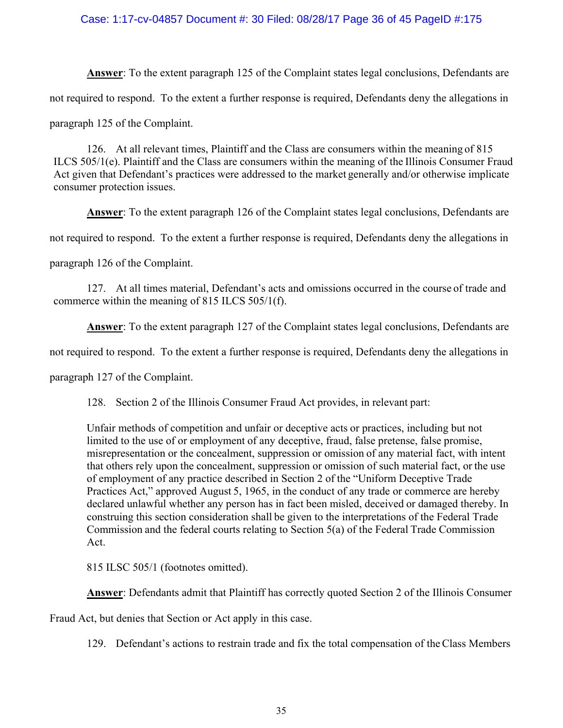**Answer**: To the extent paragraph 125 of the Complaint states legal conclusions, Defendants are not required to respond. To the extent a further response is required, Defendants deny the allegations in paragraph 125 of the Complaint.

126. At all relevant times, Plaintiff and the Class are consumers within the meaning of 815 ILCS 505/1(e). Plaintiff and the Class are consumers within the meaning of the Illinois Consumer Fraud Act given that Defendant's practices were addressed to the market generally and/or otherwise implicate consumer protection issues.

**Answer**: To the extent paragraph 126 of the Complaint states legal conclusions, Defendants are not required to respond. To the extent a further response is required, Defendants deny the allegations in paragraph 126 of the Complaint.

127. At all times material, Defendant's acts and omissions occurred in the course of trade and commerce within the meaning of 815 ILCS 505/1(f).

**Answer**: To the extent paragraph 127 of the Complaint states legal conclusions, Defendants are not required to respond. To the extent a further response is required, Defendants deny the allegations in paragraph 127 of the Complaint.

128. Section 2 of the Illinois Consumer Fraud Act provides, in relevant part:

> Unfair methods of competition and unfair or deceptive acts or practices, including but not limited to the use of or employment of any deceptive, fraud, false pretense, false promise, misrepresentation or the concealment, suppression or omission of any material fact, with intent that others rely upon the concealment, suppression or omission of such material fact, or the use of employment of any practice described in Section 2 of the "Uniform Deceptive Trade Practices Act," approved August 5, 1965, in the conduct of any trade or commerce are hereby declared unlawful whether any person has in fact been misled, deceived or damaged thereby. In construing this section consideration shall be given to the interpretations of the Federal Trade Commission and the federal courts relating to Section 5(a) of the Federal Trade Commission Act.
>
> 815 ILSC 505/1 (footnotes omitted).

**Answer**: Defendants admit that Plaintiff has correctly quoted Section 2 of the Illinois Consumer Fraud Act, but denies that Section or Act apply in this case.

129. Defendant's actions to restrain trade and fix the total compensation of the Class Members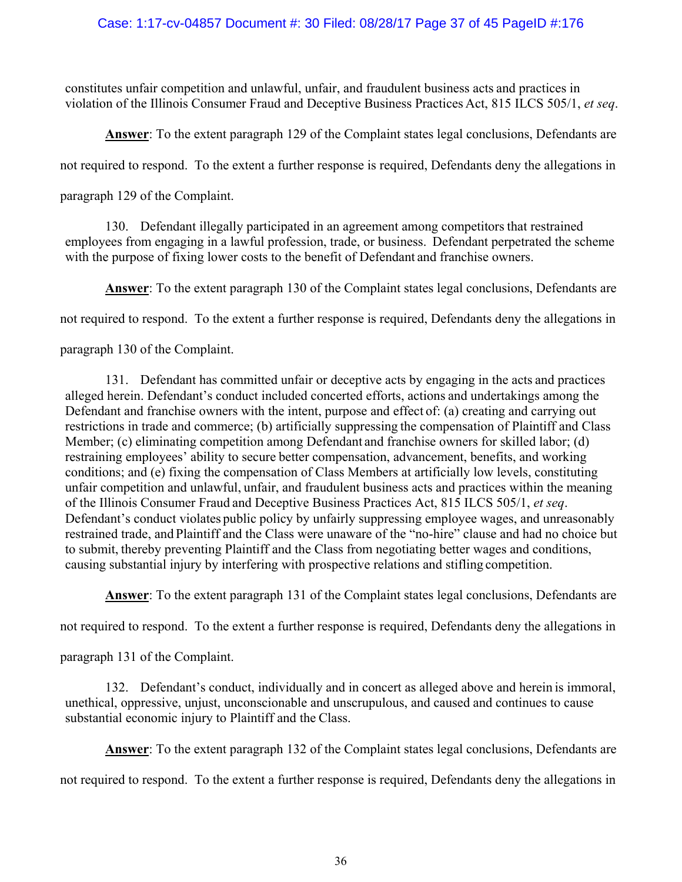constitutes unfair competition and unlawful, unfair, and fraudulent business acts and practices in violation of the Illinois Consumer Fraud and Deceptive Business Practices Act, 815 ILCS 505/1, *et seq*.

**Answer**: To the extent paragraph 129 of the Complaint states legal conclusions, Defendants are not required to respond. To the extent a further response is required, Defendants deny the allegations in paragraph 129 of the Complaint.

130. Defendant illegally participated in an agreement among competitors that restrained employees from engaging in a lawful profession, trade, or business. Defendant perpetrated the scheme with the purpose of fixing lower costs to the benefit of Defendant and franchise owners.

**Answer**: To the extent paragraph 130 of the Complaint states legal conclusions, Defendants are not required to respond. To the extent a further response is required, Defendants deny the allegations in paragraph 130 of the Complaint.

131. Defendant has committed unfair or deceptive acts by engaging in the acts and practices alleged herein. Defendant's conduct included concerted efforts, actions and undertakings among the Defendant and franchise owners with the intent, purpose and effect of: (a) creating and carrying out restrictions in trade and commerce; (b) artificially suppressing the compensation of Plaintiff and Class Member; (c) eliminating competition among Defendant and franchise owners for skilled labor; (d) restraining employees' ability to secure better compensation, advancement, benefits, and working conditions; and (e) fixing the compensation of Class Members at artificially low levels, constituting unfair competition and unlawful, unfair, and fraudulent business acts and practices within the meaning of the Illinois Consumer Fraud and Deceptive Business Practices Act, 815 ILCS 505/1, *et seq*. Defendant's conduct violates public policy by unfairly suppressing employee wages, and unreasonably restrained trade, and Plaintiff and the Class were unaware of the "no-hire" clause and had no choice but to submit, thereby preventing Plaintiff and the Class from negotiating better wages and conditions, causing substantial injury by interfering with prospective relations and stifling competition.

**Answer**: To the extent paragraph 131 of the Complaint states legal conclusions, Defendants are not required to respond. To the extent a further response is required, Defendants deny the allegations in paragraph 131 of the Complaint.

132. Defendant's conduct, individually and in concert as alleged above and herein is immoral, unethical, oppressive, unjust, unconscionable and unscrupulous, and caused and continues to cause substantial economic injury to Plaintiff and the Class.

**Answer**: To the extent paragraph 132 of the Complaint states legal conclusions, Defendants are not required to respond. To the extent a further response is required, Defendants deny the allegations in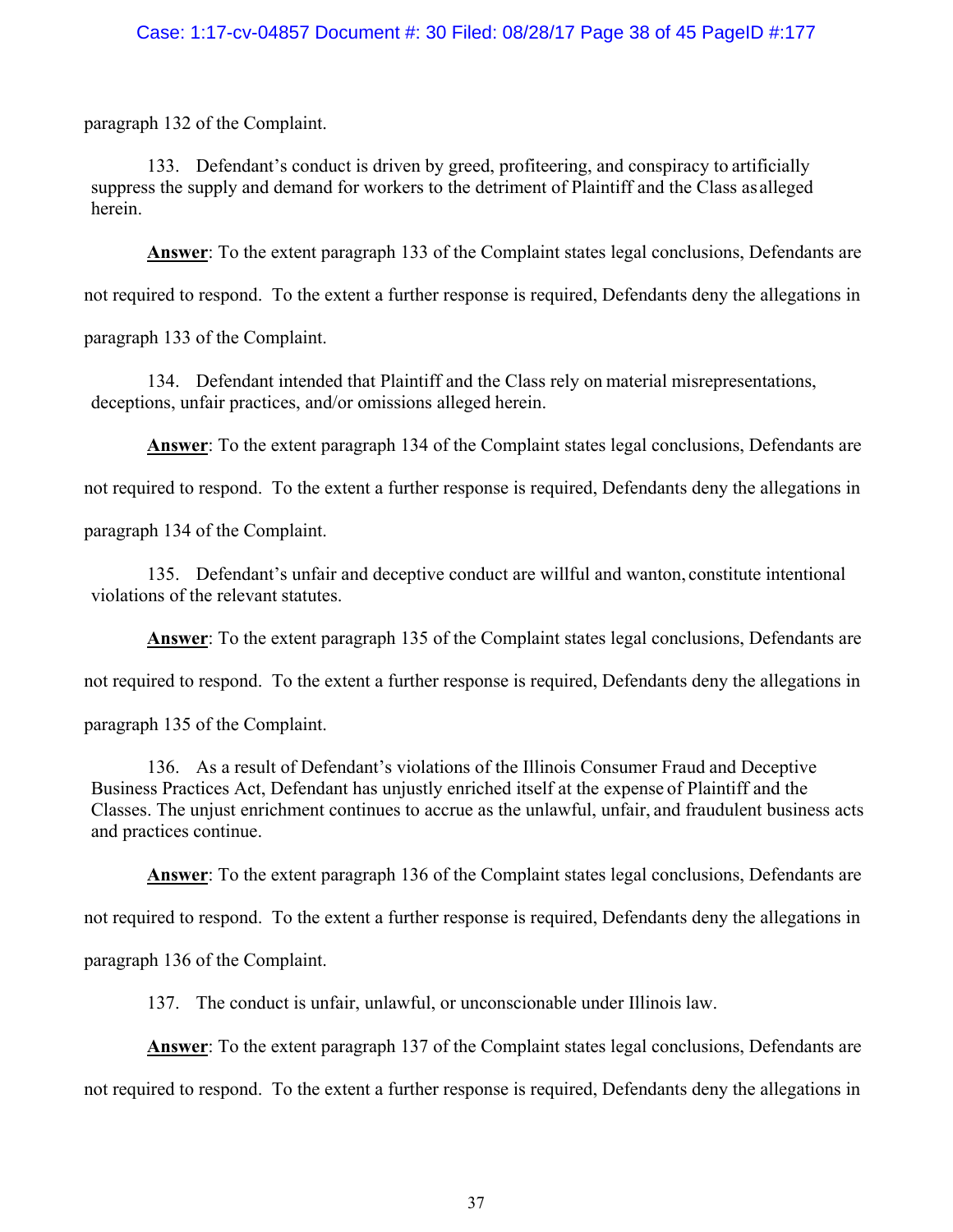paragraph 132 of the Complaint.

133. Defendant's conduct is driven by greed, profiteering, and conspiracy to artificially suppress the supply and demand for workers to the detriment of Plaintiff and the Class as alleged herein.

**Answer**: To the extent paragraph 133 of the Complaint states legal conclusions, Defendants are not required to respond. To the extent a further response is required, Defendants deny the allegations in paragraph 133 of the Complaint.

134. Defendant intended that Plaintiff and the Class rely on material misrepresentations, deceptions, unfair practices, and/or omissions alleged herein.

**Answer**: To the extent paragraph 134 of the Complaint states legal conclusions, Defendants are not required to respond. To the extent a further response is required, Defendants deny the allegations in paragraph 134 of the Complaint.

135. Defendant's unfair and deceptive conduct are willful and wanton, constitute intentional violations of the relevant statutes.

**Answer**: To the extent paragraph 135 of the Complaint states legal conclusions, Defendants are not required to respond. To the extent a further response is required, Defendants deny the allegations in paragraph 135 of the Complaint.

136. As a result of Defendant's violations of the Illinois Consumer Fraud and Deceptive Business Practices Act, Defendant has unjustly enriched itself at the expense of Plaintiff and the Classes. The unjust enrichment continues to accrue as the unlawful, unfair, and fraudulent business acts and practices continue.

**Answer**: To the extent paragraph 136 of the Complaint states legal conclusions, Defendants are not required to respond. To the extent a further response is required, Defendants deny the allegations in paragraph 136 of the Complaint.

137. The conduct is unfair, unlawful, or unconscionable under Illinois law.

**Answer**: To the extent paragraph 137 of the Complaint states legal conclusions, Defendants are not required to respond. To the extent a further response is required, Defendants deny the allegations in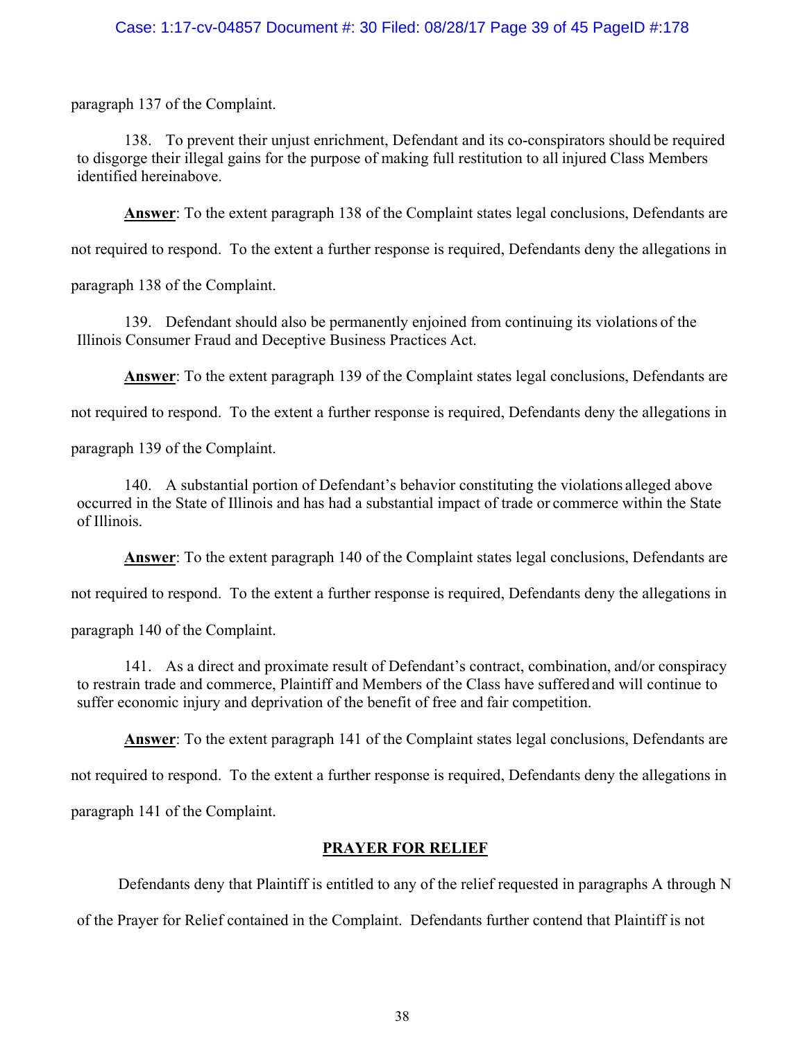paragraph 137 of the Complaint.

138. To prevent their unjust enrichment, Defendant and its co-conspirators should be required to disgorge their illegal gains for the purpose of making full restitution to all injured Class Members identified hereinabove.

**Answer**: To the extent paragraph 138 of the Complaint states legal conclusions, Defendants are not required to respond. To the extent a further response is required, Defendants deny the allegations in paragraph 138 of the Complaint.

139. Defendant should also be permanently enjoined from continuing its violations of the Illinois Consumer Fraud and Deceptive Business Practices Act.

**Answer**: To the extent paragraph 139 of the Complaint states legal conclusions, Defendants are not required to respond. To the extent a further response is required, Defendants deny the allegations in paragraph 139 of the Complaint.

140. A substantial portion of Defendant's behavior constituting the violations alleged above occurred in the State of Illinois and has had a substantial impact of trade or commerce within the State of Illinois.

**Answer**: To the extent paragraph 140 of the Complaint states legal conclusions, Defendants are not required to respond. To the extent a further response is required, Defendants deny the allegations in paragraph 140 of the Complaint.

141. As a direct and proximate result of Defendant's contract, combination, and/or conspiracy to restrain trade and commerce, Plaintiff and Members of the Class have suffered and will continue to suffer economic injury and deprivation of the benefit of free and fair competition.

**Answer**: To the extent paragraph 141 of the Complaint states legal conclusions, Defendants are not required to respond. To the extent a further response is required, Defendants deny the allegations in paragraph 141 of the Complaint.

## PRAYER FOR RELIEF

Defendants deny that Plaintiff is entitled to any of the relief requested in paragraphs A through N of the Prayer for Relief contained in the Complaint. Defendants further contend that Plaintiff is not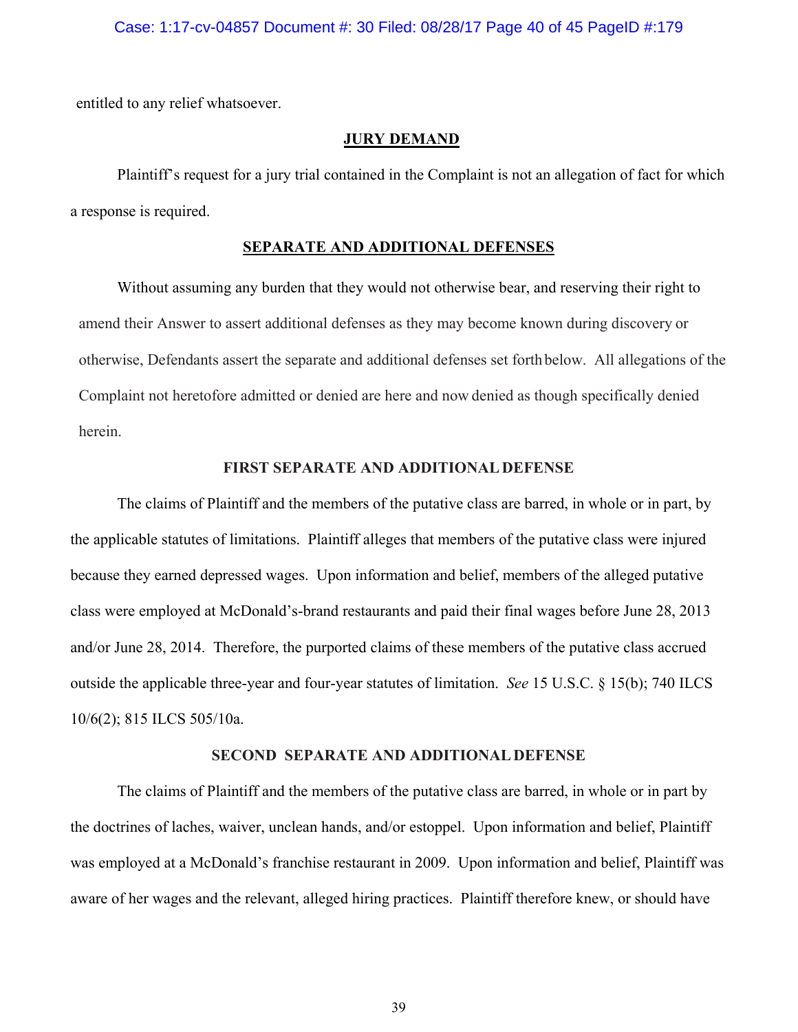entitled to any relief whatsoever.

**JURY DEMAND**

Plaintiff's request for a jury trial contained in the Complaint is not an allegation of fact for which a response is required.

**SEPARATE AND ADDITIONAL DEFENSES**

Without assuming any burden that they would not otherwise bear, and reserving their right to amend their Answer to assert additional defenses as they may become known during discovery or otherwise, Defendants assert the separate and additional defenses set forth below. All allegations of the Complaint not heretofore admitted or denied are here and now denied as though specifically denied herein.

**FIRST SEPARATE AND ADDITIONAL DEFENSE**

The claims of Plaintiff and the members of the putative class are barred, in whole or in part, by the applicable statutes of limitations. Plaintiff alleges that members of the putative class were injured because they earned depressed wages. Upon information and belief, members of the alleged putative class were employed at McDonald's-brand restaurants and paid their final wages before June 28, 2013 and/or June 28, 2014. Therefore, the purported claims of these members of the putative class accrued outside the applicable three-year and four-year statutes of limitation. *See* 15 U.S.C. § 15(b); 740 ILCS 10/6(2); 815 ILCS 505/10a.

**SECOND SEPARATE AND ADDITIONAL DEFENSE**

The claims of Plaintiff and the members of the putative class are barred, in whole or in part by the doctrines of laches, waiver, unclean hands, and/or estoppel. Upon information and belief, Plaintiff was employed at a McDonald's franchise restaurant in 2009. Upon information and belief, Plaintiff was aware of her wages and the relevant, alleged hiring practices. Plaintiff therefore knew, or should have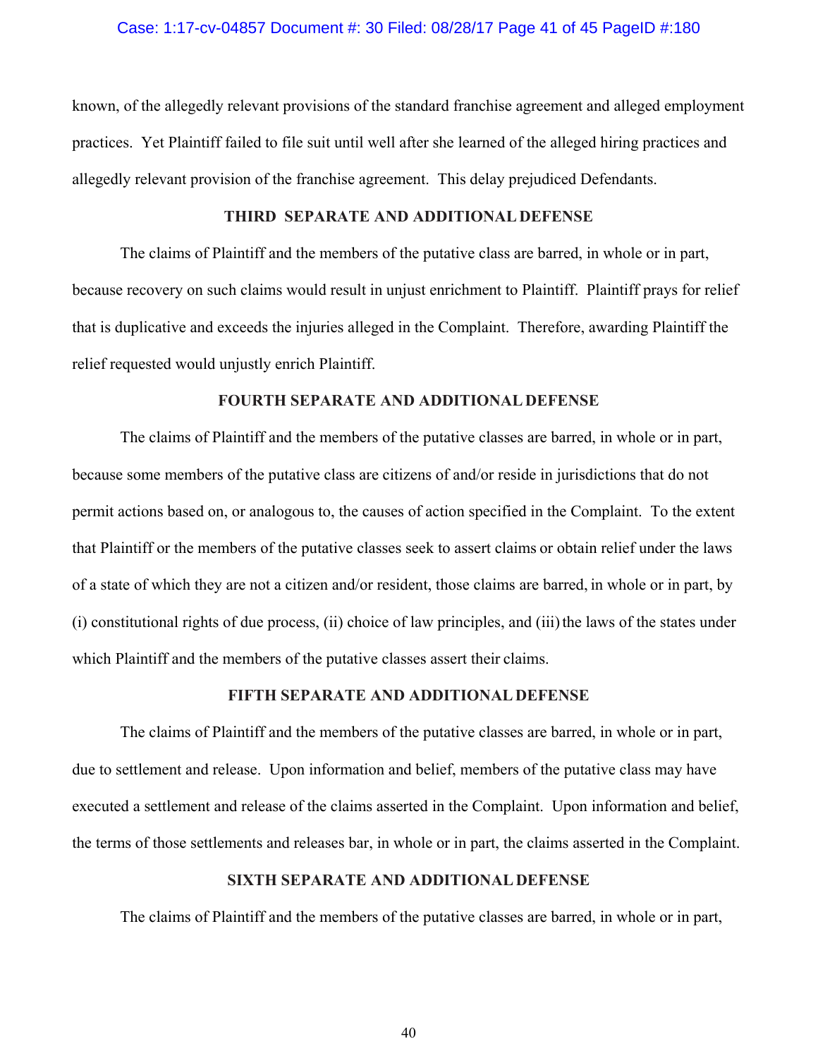known, of the allegedly relevant provisions of the standard franchise agreement and alleged employment practices. Yet Plaintiff failed to file suit until well after she learned of the alleged hiring practices and allegedly relevant provision of the franchise agreement. This delay prejudiced Defendants.

**THIRD SEPARATE AND ADDITIONAL DEFENSE**

The claims of Plaintiff and the members of the putative class are barred, in whole or in part, because recovery on such claims would result in unjust enrichment to Plaintiff. Plaintiff prays for relief that is duplicative and exceeds the injuries alleged in the Complaint. Therefore, awarding Plaintiff the relief requested would unjustly enrich Plaintiff.

**FOURTH SEPARATE AND ADDITIONAL DEFENSE**

The claims of Plaintiff and the members of the putative classes are barred, in whole or in part, because some members of the putative class are citizens of and/or reside in jurisdictions that do not permit actions based on, or analogous to, the causes of action specified in the Complaint. To the extent that Plaintiff or the members of the putative classes seek to assert claims or obtain relief under the laws of a state of which they are not a citizen and/or resident, those claims are barred, in whole or in part, by (i) constitutional rights of due process, (ii) choice of law principles, and (iii) the laws of the states under which Plaintiff and the members of the putative classes assert their claims.

**FIFTH SEPARATE AND ADDITIONAL DEFENSE**

The claims of Plaintiff and the members of the putative classes are barred, in whole or in part, due to settlement and release. Upon information and belief, members of the putative class may have executed a settlement and release of the claims asserted in the Complaint. Upon information and belief, the terms of those settlements and releases bar, in whole or in part, the claims asserted in the Complaint.

**SIXTH SEPARATE AND ADDITIONAL DEFENSE**

The claims of Plaintiff and the members of the putative classes are barred, in whole or in part,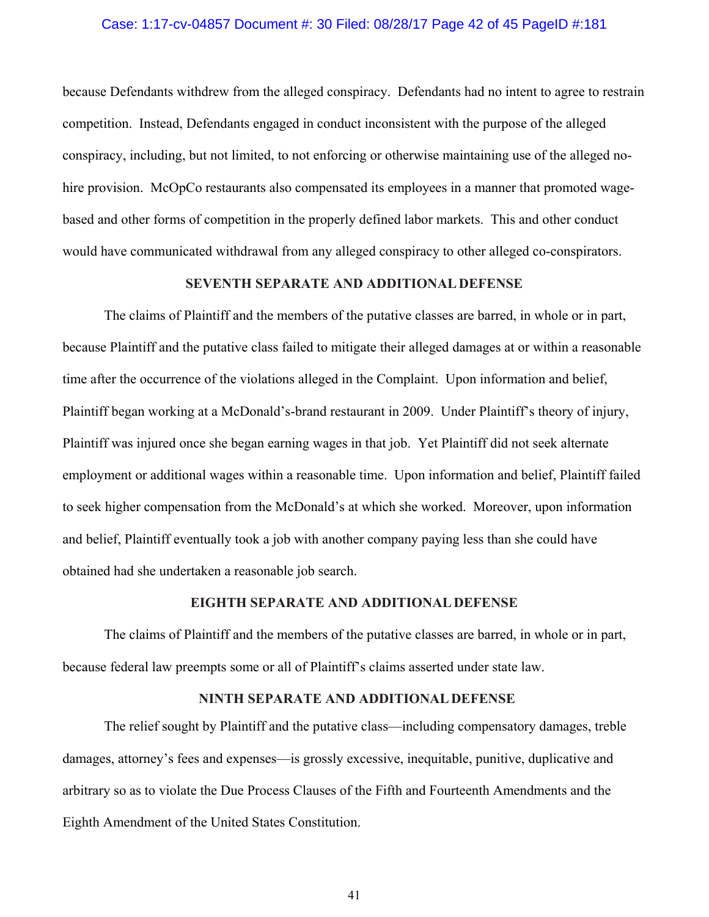because Defendants withdrew from the alleged conspiracy. Defendants had no intent to agree to restrain competition. Instead, Defendants engaged in conduct inconsistent with the purpose of the alleged conspiracy, including, but not limited, to not enforcing or otherwise maintaining use of the alleged no-hire provision. McOpCo restaurants also compensated its employees in a manner that promoted wage-based and other forms of competition in the properly defined labor markets. This and other conduct would have communicated withdrawal from any alleged conspiracy to other alleged co-conspirators.

**SEVENTH SEPARATE AND ADDITIONAL DEFENSE**

The claims of Plaintiff and the members of the putative classes are barred, in whole or in part, because Plaintiff and the putative class failed to mitigate their alleged damages at or within a reasonable time after the occurrence of the violations alleged in the Complaint. Upon information and belief, Plaintiff began working at a McDonald's-brand restaurant in 2009. Under Plaintiff's theory of injury, Plaintiff was injured once she began earning wages in that job. Yet Plaintiff did not seek alternate employment or additional wages within a reasonable time. Upon information and belief, Plaintiff failed to seek higher compensation from the McDonald's at which she worked. Moreover, upon information and belief, Plaintiff eventually took a job with another company paying less than she could have obtained had she undertaken a reasonable job search.

**EIGHTH SEPARATE AND ADDITIONAL DEFENSE**

The claims of Plaintiff and the members of the putative classes are barred, in whole or in part, because federal law preempts some or all of Plaintiff's claims asserted under state law.

**NINTH SEPARATE AND ADDITIONAL DEFENSE**

The relief sought by Plaintiff and the putative class—including compensatory damages, treble damages, attorney's fees and expenses—is grossly excessive, inequitable, punitive, duplicative and arbitrary so as to violate the Due Process Clauses of the Fifth and Fourteenth Amendments and the Eighth Amendment of the United States Constitution.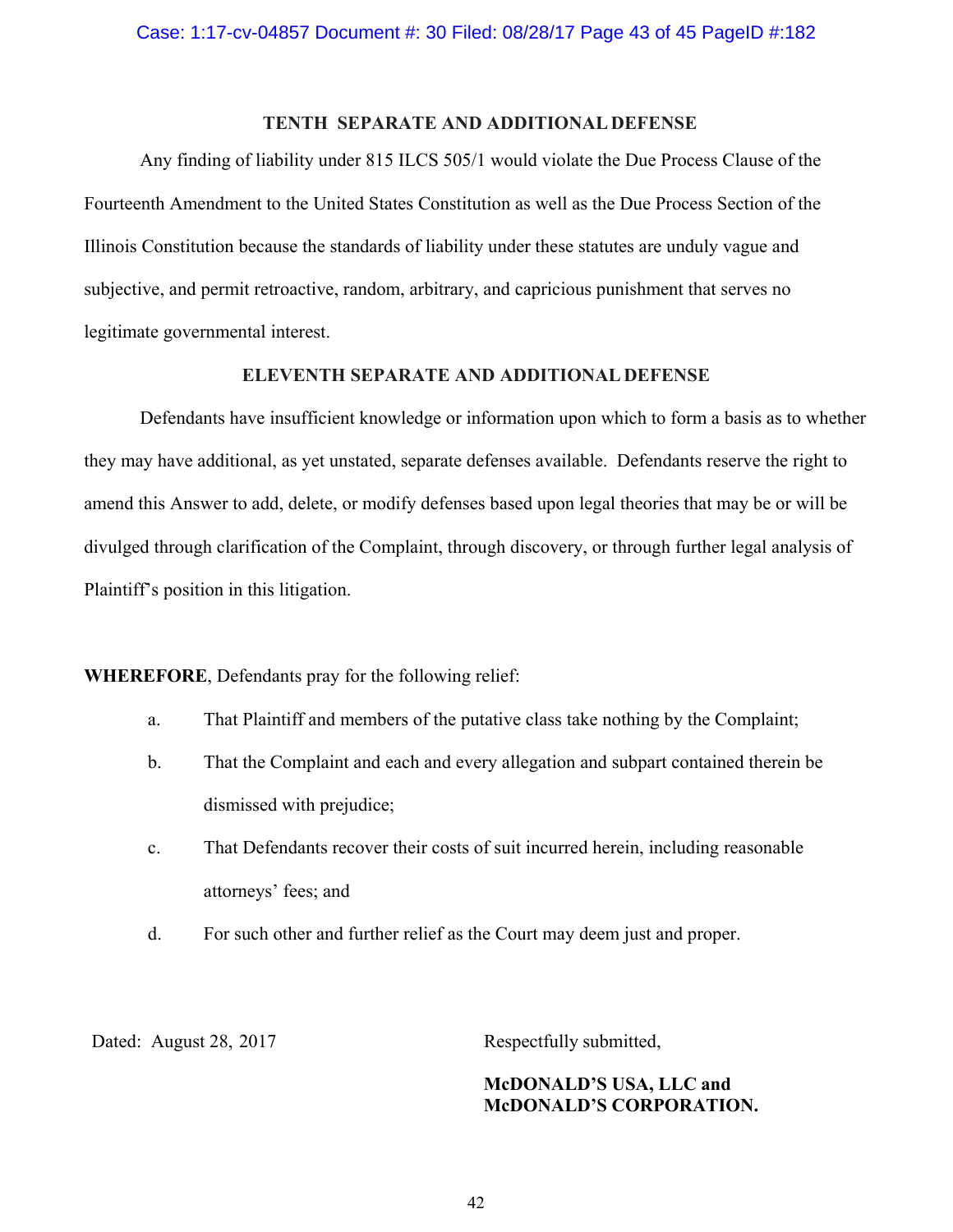### TENTH SEPARATE AND ADDITIONAL DEFENSE

Any finding of liability under 815 ILCS 505/1 would violate the Due Process Clause of the Fourteenth Amendment to the United States Constitution as well as the Due Process Section of the Illinois Constitution because the standards of liability under these statutes are unduly vague and subjective, and permit retroactive, random, arbitrary, and capricious punishment that serves no legitimate governmental interest.

### ELEVENTH SEPARATE AND ADDITIONAL DEFENSE

Defendants have insufficient knowledge or information upon which to form a basis as to whether they may have additional, as yet unstated, separate defenses available. Defendants reserve the right to amend this Answer to add, delete, or modify defenses based upon legal theories that may be or will be divulged through clarification of the Complaint, through discovery, or through further legal analysis of Plaintiff's position in this litigation.

**WHEREFORE**, Defendants pray for the following relief:

a. That Plaintiff and members of the putative class take nothing by the Complaint;

b. That the Complaint and each and every allegation and subpart contained therein be dismissed with prejudice;

c. That Defendants recover their costs of suit incurred herein, including reasonable attorneys' fees; and

d. For such other and further relief as the Court may deem just and proper.

Dated: August 28, 2017

Respectfully submitted,

**McDONALD'S USA, LLC and McDONALD'S CORPORATION.**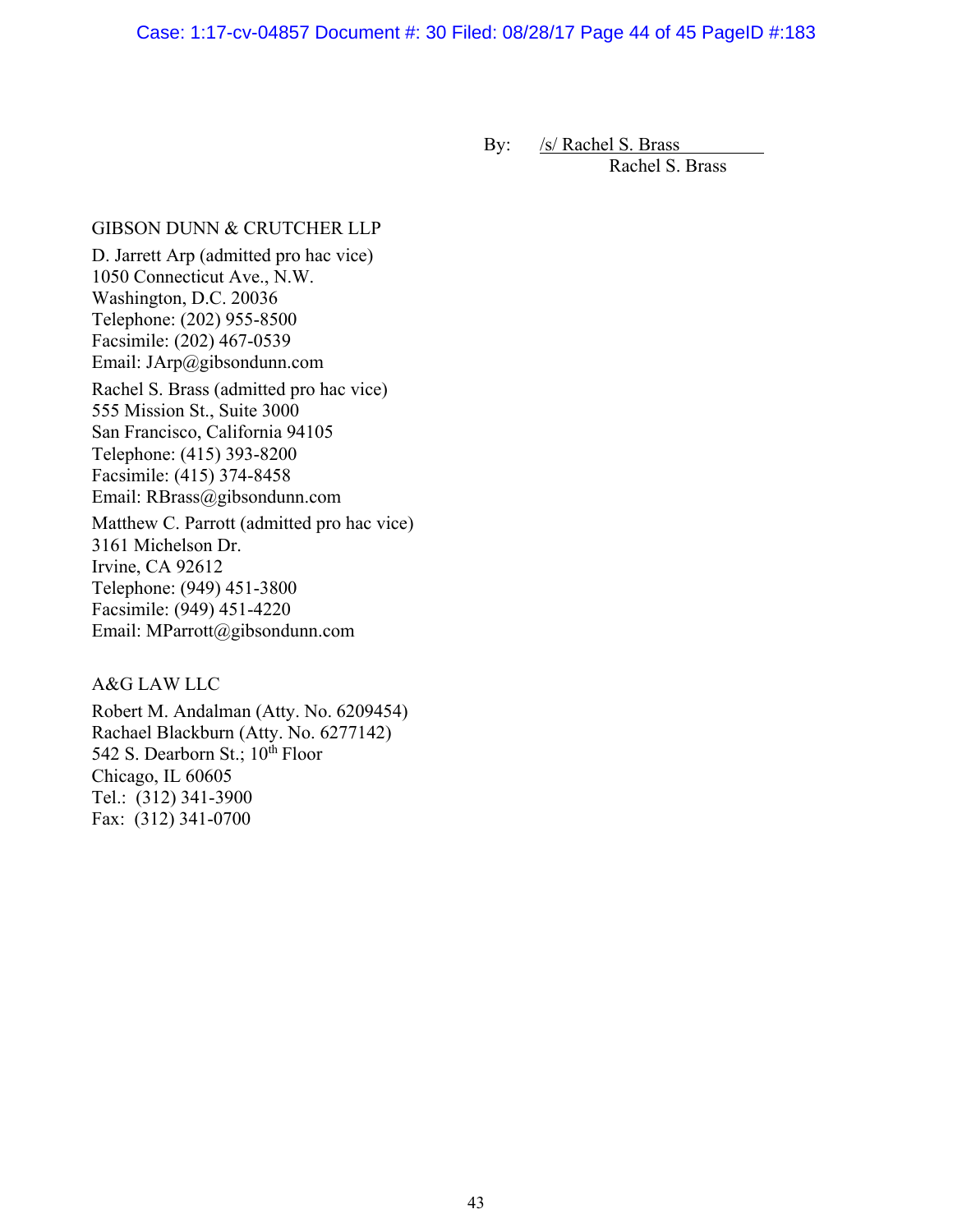By: /s/ Rachel S. Brass
Rachel S. Brass

GIBSON DUNN & CRUTCHER LLP

D. Jarrett Arp (admitted pro hac vice)
1050 Connecticut Ave., N.W.
Washington, D.C. 20036
Telephone: (202) 955-8500
Facsimile: (202) 467-0539
Email: JArp@gibsondunn.com

Rachel S. Brass (admitted pro hac vice)
555 Mission St., Suite 3000
San Francisco, California 94105
Telephone: (415) 393-8200
Facsimile: (415) 374-8458
Email: RBrass@gibsondunn.com

Matthew C. Parrott (admitted pro hac vice)
3161 Michelson Dr.
Irvine, CA 92612
Telephone: (949) 451-3800
Facsimile: (949) 451-4220
Email: MParrott@gibsondunn.com

A&G LAW LLC

Robert M. Andalman (Atty. No. 6209454)
Rachael Blackburn (Atty. No. 6277142)
542 S. Dearborn St.; 10th Floor
Chicago, IL 60605
Tel.: (312) 341-3900
Fax: (312) 341-0700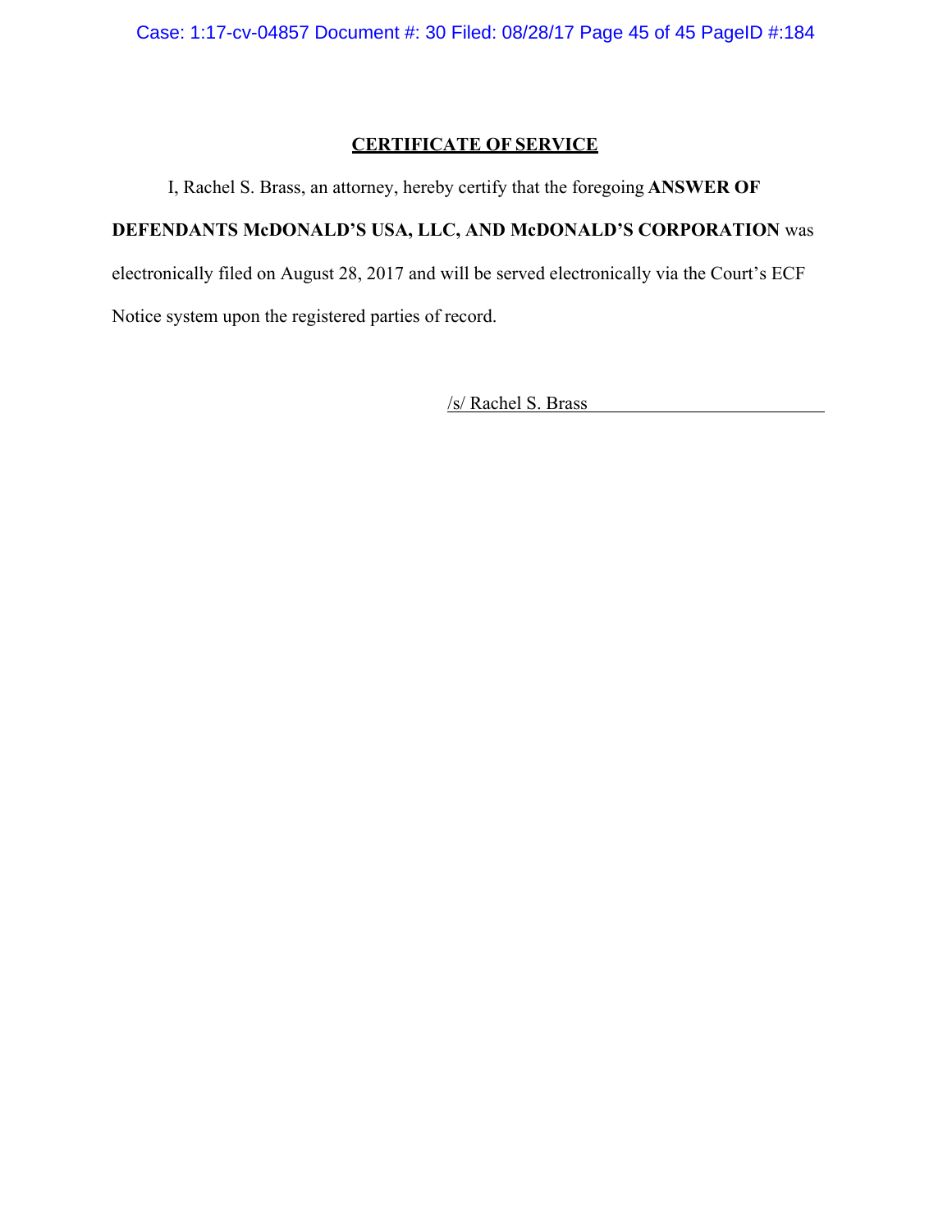# CERTIFICATE OF SERVICE

I, Rachel S. Brass, an attorney, hereby certify that the foregoing **ANSWER OF DEFENDANTS McDONALD'S USA, LLC, AND McDONALD'S CORPORATION** was electronically filed on August 28, 2017 and will be served electronically via the Court's ECF Notice system upon the registered parties of record.

/s/ Rachel S. Brass